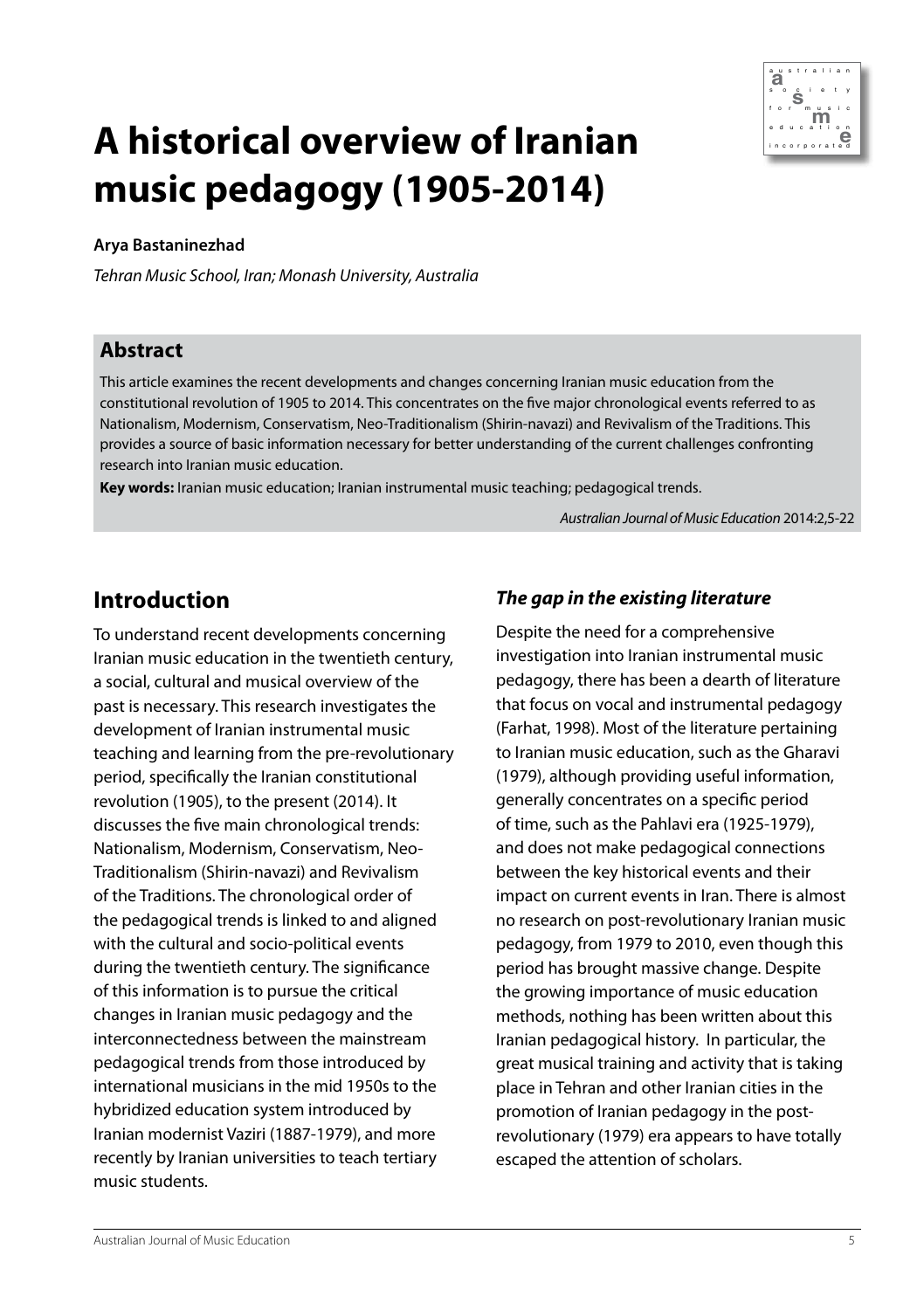# A historical overview of Iranian music pedagogy (1905-2014)

**Arya Bastaninezhad**

*Tehran Music School, Iran; Monash University, Australia*

## Abstract

This article examines the recent developments and changes concerning Iranian music education from the constitutional revolution of 1905 to 2014. This concentrates on the five major chronological events referred to as Nationalism, Modernism, Conservatism, Neo-Traditionalism (Shirin-navazi) and Revivalism of the Traditions. This provides a source of basic information necessary for better understanding of the current challenges confronting research into Iranian music education.

**Key words:** Iranian music education; Iranian instrumental music teaching; pedagogical trends.

*Australian Journal of Music Education* 2014:2,5-22

## Introduction

To understand recent developments concerning Iranian music education in the twentieth century, a social, cultural and musical overview of the past is necessary. This research investigates the development of Iranian instrumental music teaching and learning from the pre-revolutionary period, specifically the Iranian constitutional revolution (1905), to the present (2014). It discusses the five main chronological trends: Nationalism, Modernism, Conservatism, Neo-Traditionalism (Shirin-navazi) and Revivalism of the Traditions. The chronological order of the pedagogical trends is linked to and aligned with the cultural and socio-political events during the twentieth century. The significance of this information is to pursue the critical changes in Iranian music pedagogy and the interconnectedness between the mainstream pedagogical trends from those introduced by international musicians in the mid 1950s to the hybridized education system introduced by Iranian modernist Vaziri (1887-1979), and more recently by Iranian universities to teach tertiary music students.

### *The gap in the existing literature*

Despite the need for a comprehensive investigation into Iranian instrumental music pedagogy, there has been a dearth of literature that focus on vocal and instrumental pedagogy (Farhat, 1998). Most of the literature pertaining to Iranian music education, such as the Gharavi (1979), although providing useful information, generally concentrates on a specific period of time, such as the Pahlavi era (1925-1979), and does not make pedagogical connections between the key historical events and their impact on current events in Iran. There is almost no research on post-revolutionary Iranian music pedagogy, from 1979 to 2010, even though this period has brought massive change. Despite the growing importance of music education methods, nothing has been written about this Iranian pedagogical history. In particular, the great musical training and activity that is taking place in Tehran and other Iranian cities in the promotion of Iranian pedagogy in the post-revolutionary (1979) era appears to have totally escaped the attention of scholars.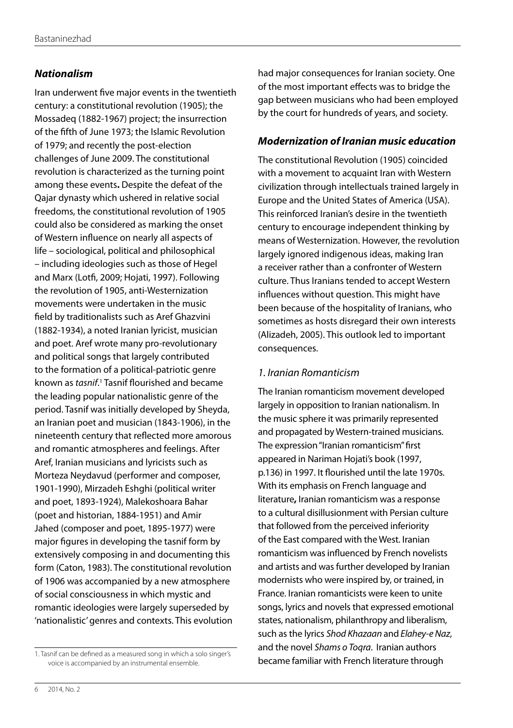### *Nationalism*

Iran underwent five major events in the twentieth century: a constitutional revolution (1905); the Mossadeq (1882-1967) project; the insurrection of the fifth of June 1973; the Islamic Revolution of 1979; and recently the post-election challenges of June 2009. The constitutional revolution is characterized as the turning point among these events**.** Despite the defeat of the Qajar dynasty which ushered in relative social freedoms, the constitutional revolution of 1905 could also be considered as marking the onset of Western influence on nearly all aspects of life – sociological, political and philosophical – including ideologies such as those of Hegel and Marx (Lotfi, 2009; Hojati, 1997). Following the revolution of 1905, anti-Westernization movements were undertaken in the music field by traditionalists such as Aref Ghazvini (1882-1934), a noted Iranian lyricist, musician and poet. Aref wrote many pro-revolutionary and political songs that largely contributed to the formation of a political-patriotic genre known as *tasnif*.[1] Tasnif flourished and became the leading popular nationalistic genre of the period. Tasnif was initially developed by Sheyda, an Iranian poet and musician (1843-1906), in the nineteenth century that reflected more amorous and romantic atmospheres and feelings. After Aref, Iranian musicians and lyricists such as Morteza Neydavud (performer and composer, 1901-1990), Mirzadeh Eshghi (political writer and poet, 1893-1924), Malekoshoara Bahar (poet and historian, 1884-1951) and Amir Jahed (composer and poet, 1895-1977) were major figures in developing the tasnif form by extensively composing in and documenting this form (Caton, 1983). The constitutional revolution of 1906 was accompanied by a new atmosphere of social consciousness in which mystic and romantic ideologies were largely superseded by 'nationalistic' genres and contexts. This evolution had major consequences for Iranian society. One of the most important effects was to bridge the gap between musicians who had been employed by the court for hundreds of years, and society.

### *Modernization of Iranian music education*

The constitutional Revolution (1905) coincided with a movement to acquaint Iran with Western civilization through intellectuals trained largely in Europe and the United States of America (USA). This reinforced Iranian's desire in the twentieth century to encourage independent thinking by means of Westernization. However, the revolution largely ignored indigenous ideas, making Iran a receiver rather than a confronter of Western culture. Thus Iranians tended to accept Western influences without question. This might have been because of the hospitality of Iranians, who sometimes as hosts disregard their own interests (Alizadeh, 2005). This outlook led to important consequences.

#### *1. Iranian Romanticism*

The Iranian romanticism movement developed largely in opposition to Iranian nationalism. In the music sphere it was primarily represented and propagated by Western-trained musicians. The expression "Iranian romanticism" first appeared in Nariman Hojati's book (1997, p.136) in 1997. It flourished until the late 1970s. With its emphasis on French language and literature**,** Iranian romanticism was a response to a cultural disillusionment with Persian culture that followed from the perceived inferiority of the East compared with the West. Iranian romanticism was influenced by French novelists and artists and was further developed by Iranian modernists who were inspired by, or trained, in France. Iranian romanticists were keen to unite songs, lyrics and novels that expressed emotional states, nationalism, philanthropy and liberalism, such as the lyrics *Shod Khazaan* and *Elahey-e Naz*, and the novel *Shams o Toqra*. Iranian authors became familiar with French literature through

---

1. Tasnif can be defined as a measured song in which a solo singer's voice is accompanied by an instrumental ensemble.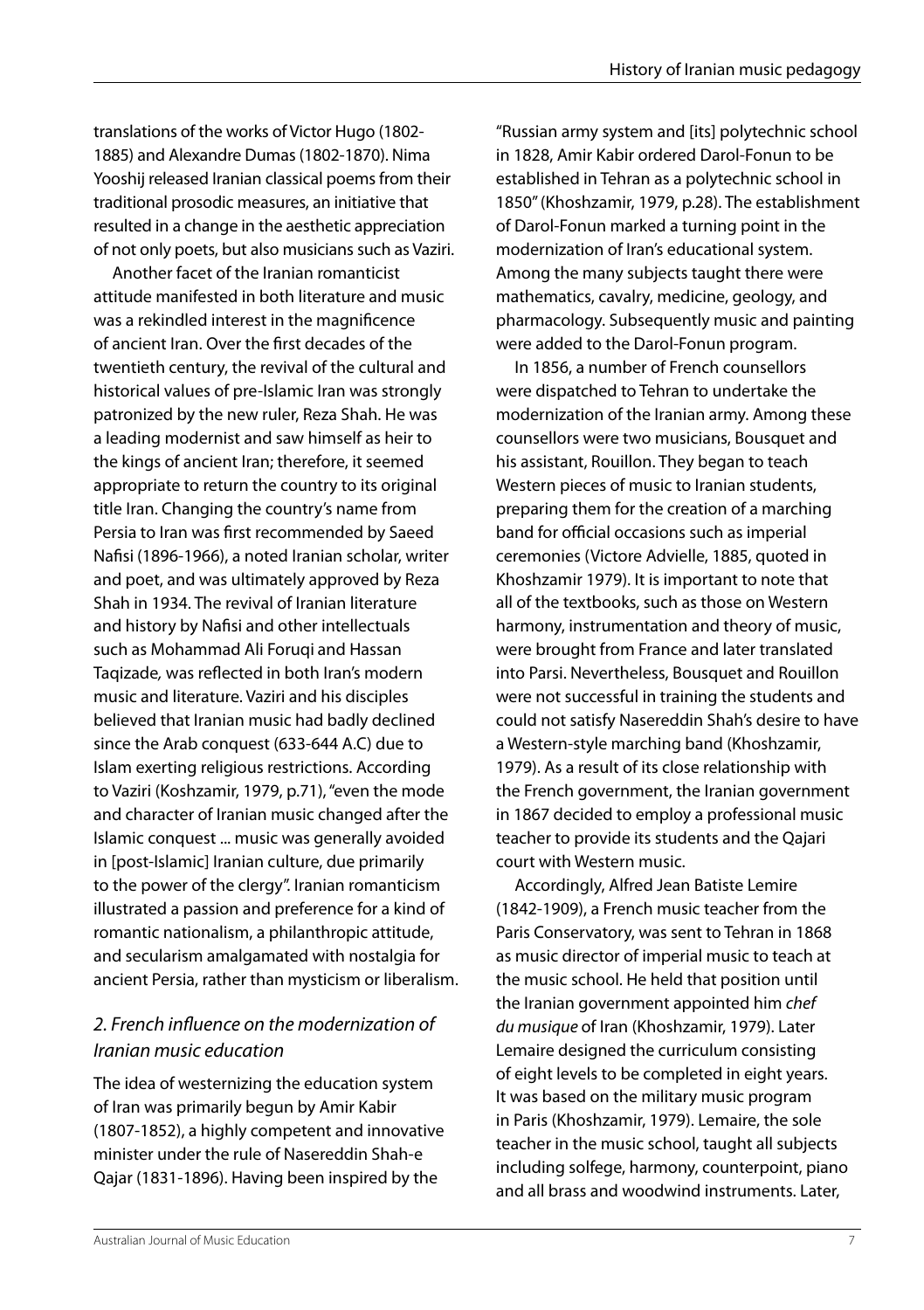translations of the works of Victor Hugo (1802-1885) and Alexandre Dumas (1802-1870). Nima Yooshij released Iranian classical poems from their traditional prosodic measures, an initiative that resulted in a change in the aesthetic appreciation of not only poets, but also musicians such as Vaziri.

Another facet of the Iranian romanticist attitude manifested in both literature and music was a rekindled interest in the magnificence of ancient Iran. Over the first decades of the twentieth century, the revival of the cultural and historical values of pre-Islamic Iran was strongly patronized by the new ruler, Reza Shah. He was a leading modernist and saw himself as heir to the kings of ancient Iran; therefore, it seemed appropriate to return the country to its original title Iran. Changing the country's name from Persia to Iran was first recommended by Saeed Nafisi (1896-1966), a noted Iranian scholar, writer and poet, and was ultimately approved by Reza Shah in 1934. The revival of Iranian literature and history by Nafisi and other intellectuals such as Mohammad Ali Foruqi and Hassan Taqizade, was reflected in both Iran's modern music and literature. Vaziri and his disciples believed that Iranian music had badly declined since the Arab conquest (633-644 A.C) due to Islam exerting religious restrictions. According to Vaziri (Koshzamir, 1979, p.71), "even the mode and character of Iranian music changed after the Islamic conquest ... music was generally avoided in [post-Islamic] Iranian culture, due primarily to the power of the clergy". Iranian romanticism illustrated a passion and preference for a kind of romantic nationalism, a philanthropic attitude, and secularism amalgamated with nostalgia for ancient Persia, rather than mysticism or liberalism.

## *2. French influence on the modernization of Iranian music education*

The idea of westernizing the education system of Iran was primarily begun by Amir Kabir (1807-1852), a highly competent and innovative minister under the rule of Nasereddin Shah-e Qajar (1831-1896). Having been inspired by the "Russian army system and [its] polytechnic school in 1828, Amir Kabir ordered Darol-Fonun to be established in Tehran as a polytechnic school in 1850" (Khoshzamir, 1979, p.28). The establishment of Darol-Fonun marked a turning point in the modernization of Iran's educational system. Among the many subjects taught there were mathematics, cavalry, medicine, geology, and pharmacology. Subsequently music and painting were added to the Darol-Fonun program.

In 1856, a number of French counsellors were dispatched to Tehran to undertake the modernization of the Iranian army. Among these counsellors were two musicians, Bousquet and his assistant, Rouillon. They began to teach Western pieces of music to Iranian students, preparing them for the creation of a marching band for official occasions such as imperial ceremonies (Victore Advielle, 1885, quoted in Khoshzamir 1979). It is important to note that all of the textbooks, such as those on Western harmony, instrumentation and theory of music, were brought from France and later translated into Parsi. Nevertheless, Bousquet and Rouillon were not successful in training the students and could not satisfy Nasereddin Shah's desire to have a Western-style marching band (Khoshzamir, 1979). As a result of its close relationship with the French government, the Iranian government in 1867 decided to employ a professional music teacher to provide its students and the Qajari court with Western music.

Accordingly, Alfred Jean Batiste Lemire (1842-1909), a French music teacher from the Paris Conservatory, was sent to Tehran in 1868 as music director of imperial music to teach at the music school. He held that position until the Iranian government appointed him *chef du musique* of Iran (Khoshzamir, 1979). Later Lemaire designed the curriculum consisting of eight levels to be completed in eight years. It was based on the military music program in Paris (Khoshzamir, 1979). Lemaire, the sole teacher in the music school, taught all subjects including solfege, harmony, counterpoint, piano and all brass and woodwind instruments. Later,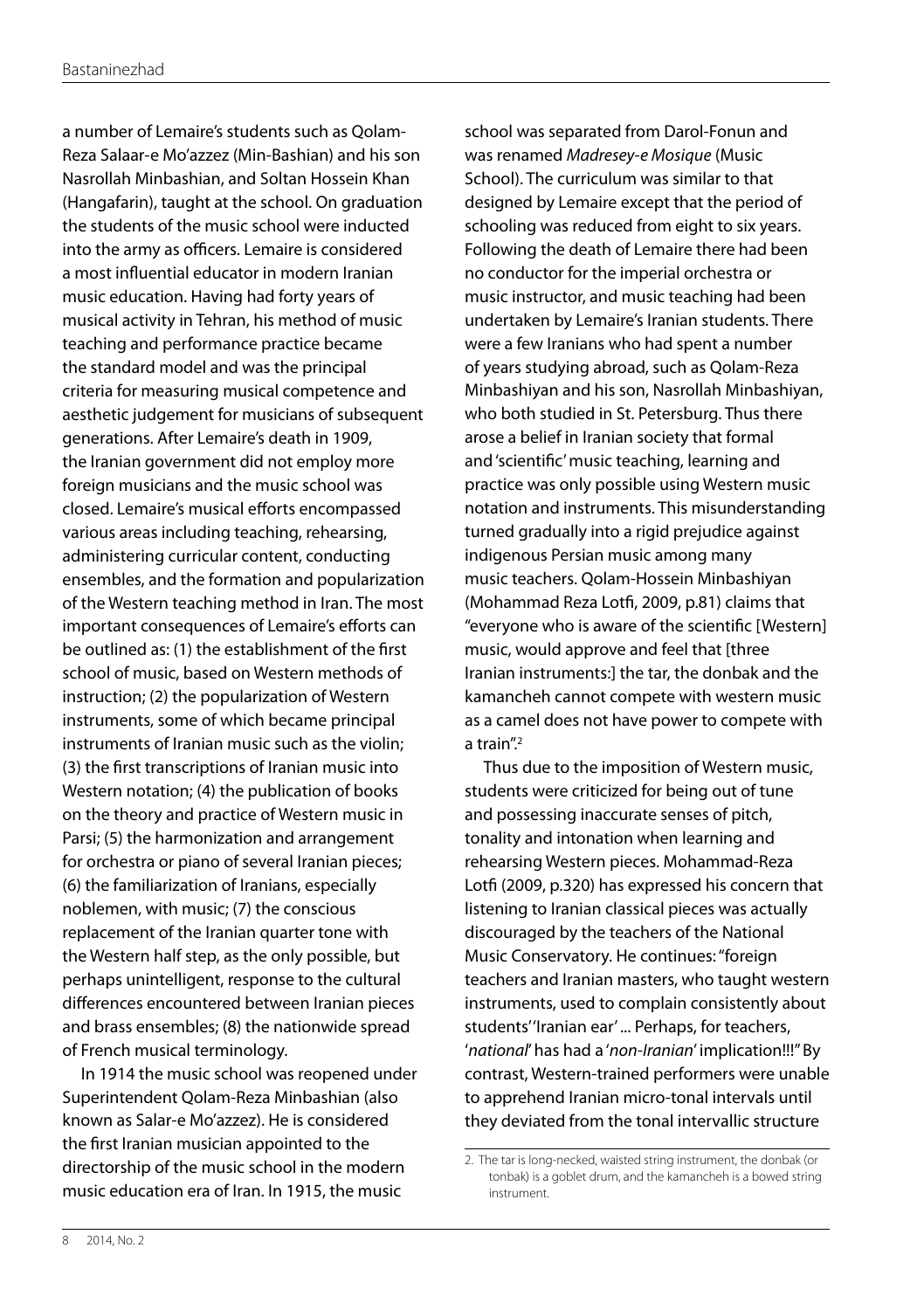a number of Lemaire's students such as Qolam-Reza Salaar-e Mo'azzez (Min-Bashian) and his son Nasrollah Minbashian, and Soltan Hossein Khan (Hangafarin), taught at the school. On graduation the students of the music school were inducted into the army as officers. Lemaire is considered a most influential educator in modern Iranian music education. Having had forty years of musical activity in Tehran, his method of music teaching and performance practice became the standard model and was the principal criteria for measuring musical competence and aesthetic judgement for musicians of subsequent generations. After Lemaire's death in 1909, the Iranian government did not employ more foreign musicians and the music school was closed. Lemaire's musical efforts encompassed various areas including teaching, rehearsing, administering curricular content, conducting ensembles, and the formation and popularization of the Western teaching method in Iran. The most important consequences of Lemaire's efforts can be outlined as: (1) the establishment of the first school of music, based on Western methods of instruction; (2) the popularization of Western instruments, some of which became principal instruments of Iranian music such as the violin; (3) the first transcriptions of Iranian music into Western notation; (4) the publication of books on the theory and practice of Western music in Parsi; (5) the harmonization and arrangement for orchestra or piano of several Iranian pieces; (6) the familiarization of Iranians, especially noblemen, with music; (7) the conscious replacement of the Iranian quarter tone with the Western half step, as the only possible, but perhaps unintelligent, response to the cultural differences encountered between Iranian pieces and brass ensembles; (8) the nationwide spread of French musical terminology.

In 1914 the music school was reopened under Superintendent Qolam-Reza Minbashian (also known as Salar-e Mo'azzez). He is considered the first Iranian musician appointed to the directorship of the music school in the modern music education era of Iran. In 1915, the music school was separated from Darol-Fonun and was renamed *Madresey-e Mosique* (Music School). The curriculum was similar to that designed by Lemaire except that the period of schooling was reduced from eight to six years. Following the death of Lemaire there had been no conductor for the imperial orchestra or music instructor, and music teaching had been undertaken by Lemaire's Iranian students. There were a few Iranians who had spent a number of years studying abroad, such as Qolam-Reza Minbashiyan and his son, Nasrollah Minbashiyan, who both studied in St. Petersburg. Thus there arose a belief in Iranian society that formal and 'scientific' music teaching, learning and practice was only possible using Western music notation and instruments. This misunderstanding turned gradually into a rigid prejudice against indigenous Persian music among many music teachers. Qolam-Hossein Minbashiyan (Mohammad Reza Lotfi, 2009, p.81) claims that "everyone who is aware of the scientific [Western] music, would approve and feel that [three Iranian instruments:] the tar, the donbak and the kamancheh cannot compete with western music as a camel does not have power to compete with a train".[2]

Thus due to the imposition of Western music, students were criticized for being out of tune and possessing inaccurate senses of pitch, tonality and intonation when learning and rehearsing Western pieces. Mohammad-Reza Lotfi (2009, p.320) has expressed his concern that listening to Iranian classical pieces was actually discouraged by the teachers of the National Music Conservatory. He continues: "foreign teachers and Iranian masters, who taught western instruments, used to complain consistently about students' 'Iranian ear' ... Perhaps, for teachers, '*national*' has had a '*non-Iranian*' implication!!!" By contrast, Western-trained performers were unable to apprehend Iranian micro-tonal intervals until they deviated from the tonal intervallic structure

2. The tar is long-necked, waisted string instrument, the donbak (or tonbak) is a goblet drum, and the kamancheh is a bowed string instrument.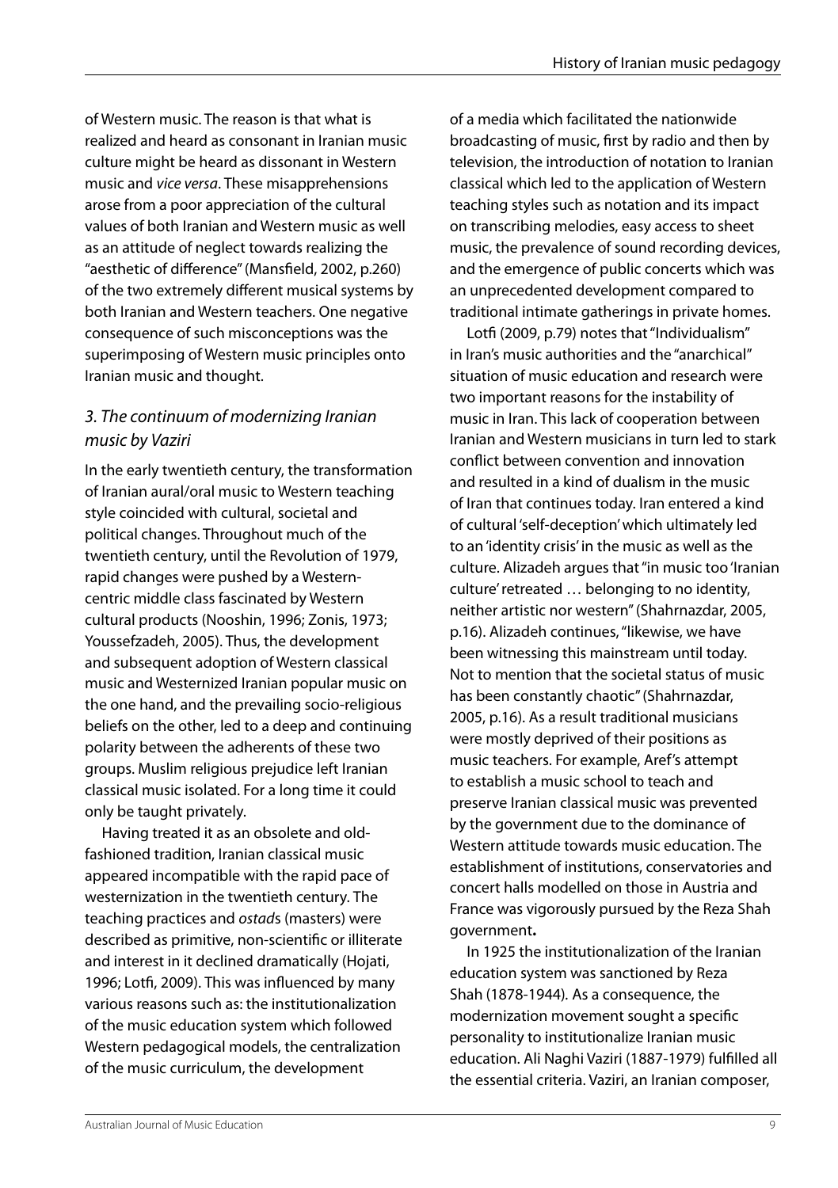of Western music. The reason is that what is realized and heard as consonant in Iranian music culture might be heard as dissonant in Western music and *vice versa*. These misapprehensions arose from a poor appreciation of the cultural values of both Iranian and Western music as well as an attitude of neglect towards realizing the "aesthetic of difference" (Mansfield, 2002, p.260) of the two extremely different musical systems by both Iranian and Western teachers. One negative consequence of such misconceptions was the superimposing of Western music principles onto Iranian music and thought.

### *3. The continuum of modernizing Iranian music by Vaziri*

In the early twentieth century, the transformation of Iranian aural/oral music to Western teaching style coincided with cultural, societal and political changes. Throughout much of the twentieth century, until the Revolution of 1979, rapid changes were pushed by a Western-centric middle class fascinated by Western cultural products (Nooshin, 1996; Zonis, 1973; Youssefzadeh, 2005). Thus, the development and subsequent adoption of Western classical music and Westernized Iranian popular music on the one hand, and the prevailing socio-religious beliefs on the other, led to a deep and continuing polarity between the adherents of these two groups. Muslim religious prejudice left Iranian classical music isolated. For a long time it could only be taught privately.

Having treated it as an obsolete and old-fashioned tradition, Iranian classical music appeared incompatible with the rapid pace of westernization in the twentieth century. The teaching practices and *ostad*s (masters) were described as primitive, non-scientific or illiterate and interest in it declined dramatically (Hojati, 1996; Lotfi, 2009). This was influenced by many various reasons such as: the institutionalization of the music education system which followed Western pedagogical models, the centralization of the music curriculum, the development of a media which facilitated the nationwide broadcasting of music, first by radio and then by television, the introduction of notation to Iranian classical which led to the application of Western teaching styles such as notation and its impact on transcribing melodies, easy access to sheet music, the prevalence of sound recording devices, and the emergence of public concerts which was an unprecedented development compared to traditional intimate gatherings in private homes.

Lotfi (2009, p.79) notes that "Individualism" in Iran's music authorities and the "anarchical" situation of music education and research were two important reasons for the instability of music in Iran. This lack of cooperation between Iranian and Western musicians in turn led to stark conflict between convention and innovation and resulted in a kind of dualism in the music of Iran that continues today. Iran entered a kind of cultural 'self-deception' which ultimately led to an 'identity crisis' in the music as well as the culture. Alizadeh argues that "in music too 'Iranian culture' retreated … belonging to no identity, neither artistic nor western" (Shahrnazdar, 2005, p.16). Alizadeh continues, "likewise, we have been witnessing this mainstream until today. Not to mention that the societal status of music has been constantly chaotic" (Shahrnazdar, 2005, p.16). As a result traditional musicians were mostly deprived of their positions as music teachers. For example, Aref's attempt to establish a music school to teach and preserve Iranian classical music was prevented by the government due to the dominance of Western attitude towards music education. The establishment of institutions, conservatories and concert halls modelled on those in Austria and France was vigorously pursued by the Reza Shah government**.**

In 1925 the institutionalization of the Iranian education system was sanctioned by Reza Shah (1878-1944). As a consequence, the modernization movement sought a specific personality to institutionalize Iranian music education. Ali Naghi Vaziri (1887-1979) fulfilled all the essential criteria. Vaziri, an Iranian composer,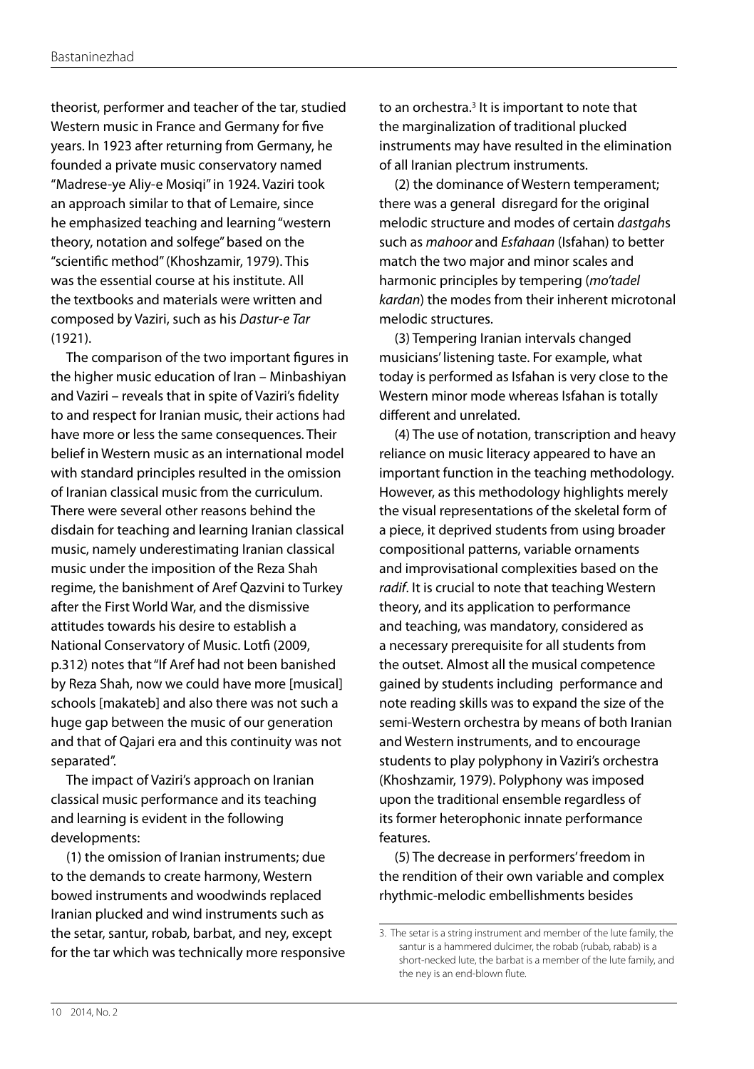theorist, performer and teacher of the tar, studied Western music in France and Germany for five years. In 1923 after returning from Germany, he founded a private music conservatory named "Madrese-ye Aliy-e Mosiqi" in 1924. Vaziri took an approach similar to that of Lemaire, since he emphasized teaching and learning "western theory, notation and solfege" based on the "scientific method" (Khoshzamir, 1979). This was the essential course at his institute. All the textbooks and materials were written and composed by Vaziri, such as his *Dastur-e Tar* (1921).

The comparison of the two important figures in the higher music education of Iran – Minbashiyan and Vaziri – reveals that in spite of Vaziri's fidelity to and respect for Iranian music, their actions had have more or less the same consequences. Their belief in Western music as an international model with standard principles resulted in the omission of Iranian classical music from the curriculum. There were several other reasons behind the disdain for teaching and learning Iranian classical music, namely underestimating Iranian classical music under the imposition of the Reza Shah regime, the banishment of Aref Qazvini to Turkey after the First World War, and the dismissive attitudes towards his desire to establish a National Conservatory of Music. Lotfi (2009, p.312) notes that "If Aref had not been banished by Reza Shah, now we could have more [musical] schools [makateb] and also there was not such a huge gap between the music of our generation and that of Qajari era and this continuity was not separated".

The impact of Vaziri's approach on Iranian classical music performance and its teaching and learning is evident in the following developments:

(1) the omission of Iranian instruments; due to the demands to create harmony, Western bowed instruments and woodwinds replaced Iranian plucked and wind instruments such as the setar, santur, robab, barbat, and ney, except for the tar which was technically more responsive to an orchestra.[3] It is important to note that the marginalization of traditional plucked instruments may have resulted in the elimination of all Iranian plectrum instruments.

(2) the dominance of Western temperament; there was a general disregard for the original melodic structure and modes of certain *dastgah*s such as *mahoor* and *Esfahaan* (Isfahan) to better match the two major and minor scales and harmonic principles by tempering (*mo'tadel kardan*) the modes from their inherent microtonal melodic structures.

(3) Tempering Iranian intervals changed musicians' listening taste. For example, what today is performed as Isfahan is very close to the Western minor mode whereas Isfahan is totally different and unrelated.

(4) The use of notation, transcription and heavy reliance on music literacy appeared to have an important function in the teaching methodology. However, as this methodology highlights merely the visual representations of the skeletal form of a piece, it deprived students from using broader compositional patterns, variable ornaments and improvisational complexities based on the *radif*. It is crucial to note that teaching Western theory, and its application to performance and teaching, was mandatory, considered as a necessary prerequisite for all students from the outset. Almost all the musical competence gained by students including performance and note reading skills was to expand the size of the semi-Western orchestra by means of both Iranian and Western instruments, and to encourage students to play polyphony in Vaziri's orchestra (Khoshzamir, 1979). Polyphony was imposed upon the traditional ensemble regardless of its former heterophonic innate performance features.

(5) The decrease in performers' freedom in the rendition of their own variable and complex rhythmic-melodic embellishments besides

---

3. The setar is a string instrument and member of the lute family, the santur is a hammered dulcimer, the robab (rubab, rabab) is a short-necked lute, the barbat is a member of the lute family, and the ney is an end-blown flute.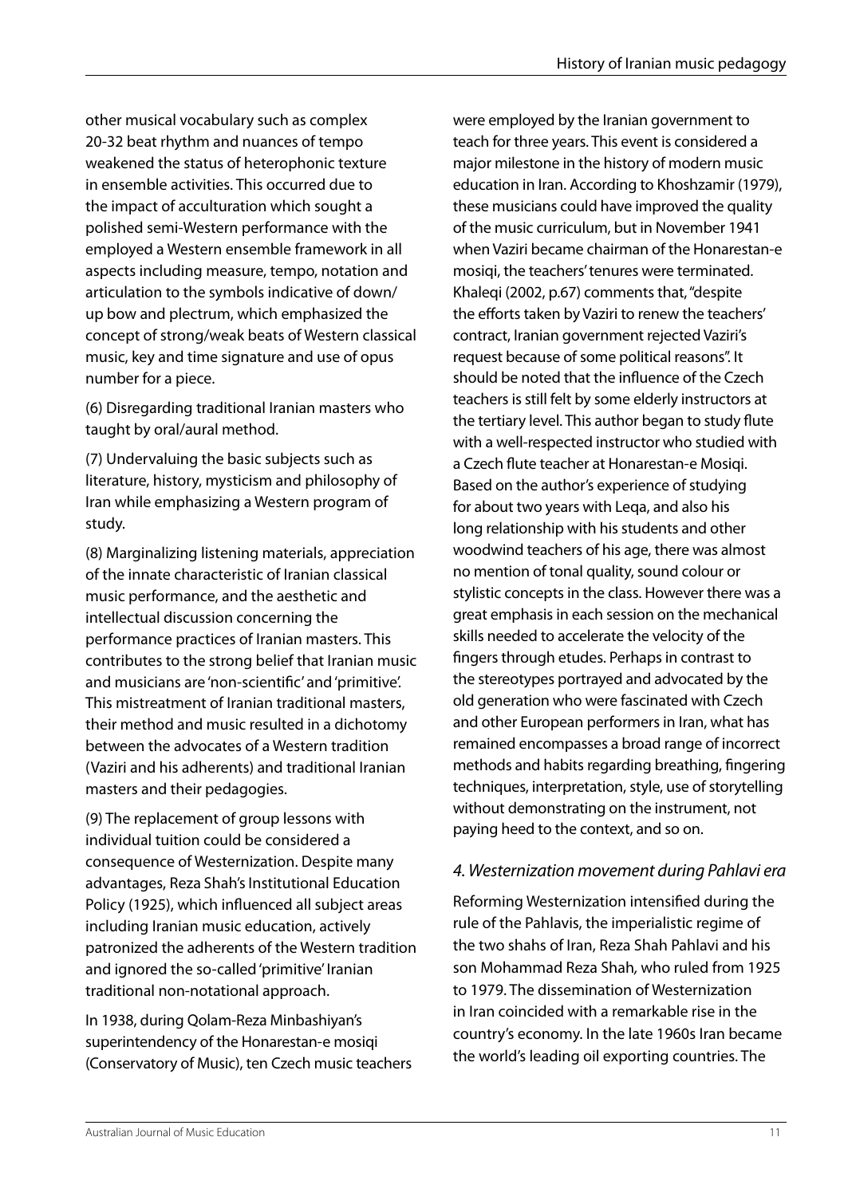other musical vocabulary such as complex 20-32 beat rhythm and nuances of tempo weakened the status of heterophonic texture in ensemble activities. This occurred due to the impact of acculturation which sought a polished semi-Western performance with the employed a Western ensemble framework in all aspects including measure, tempo, notation and articulation to the symbols indicative of down/up bow and plectrum, which emphasized the concept of strong/weak beats of Western classical music, key and time signature and use of opus number for a piece.

(6) Disregarding traditional Iranian masters who taught by oral/aural method.

(7) Undervaluing the basic subjects such as literature, history, mysticism and philosophy of Iran while emphasizing a Western program of study.

(8) Marginalizing listening materials, appreciation of the innate characteristic of Iranian classical music performance, and the aesthetic and intellectual discussion concerning the performance practices of Iranian masters. This contributes to the strong belief that Iranian music and musicians are 'non-scientific' and 'primitive'. This mistreatment of Iranian traditional masters, their method and music resulted in a dichotomy between the advocates of a Western tradition (Vaziri and his adherents) and traditional Iranian masters and their pedagogies.

(9) The replacement of group lessons with individual tuition could be considered a consequence of Westernization. Despite many advantages, Reza Shah's Institutional Education Policy (1925), which influenced all subject areas including Iranian music education, actively patronized the adherents of the Western tradition and ignored the so-called 'primitive' Iranian traditional non-notational approach.

In 1938, during Qolam-Reza Minbashiyan's superintendency of the Honarestan-e mosiqi (Conservatory of Music), ten Czech music teachers were employed by the Iranian government to teach for three years. This event is considered a major milestone in the history of modern music education in Iran. According to Khoshzamir (1979), these musicians could have improved the quality of the music curriculum, but in November 1941 when Vaziri became chairman of the Honarestan-e mosiqi, the teachers' tenures were terminated. Khaleqi (2002, p.67) comments that, "despite the efforts taken by Vaziri to renew the teachers' contract, Iranian government rejected Vaziri's request because of some political reasons". It should be noted that the influence of the Czech teachers is still felt by some elderly instructors at the tertiary level. This author began to study flute with a well-respected instructor who studied with a Czech flute teacher at Honarestan-e Mosiqi. Based on the author's experience of studying for about two years with Leqa, and also his long relationship with his students and other woodwind teachers of his age, there was almost no mention of tonal quality, sound colour or stylistic concepts in the class. However there was a great emphasis in each session on the mechanical skills needed to accelerate the velocity of the fingers through etudes. Perhaps in contrast to the stereotypes portrayed and advocated by the old generation who were fascinated with Czech and other European performers in Iran, what has remained encompasses a broad range of incorrect methods and habits regarding breathing, fingering techniques, interpretation, style, use of storytelling without demonstrating on the instrument, not paying heed to the context, and so on.

## *4. Westernization movement during Pahlavi era*

Reforming Westernization intensified during the rule of the Pahlavis, the imperialistic regime of the two shahs of Iran, Reza Shah Pahlavi and his son Mohammad Reza Shah, who ruled from 1925 to 1979. The dissemination of Westernization in Iran coincided with a remarkable rise in the country's economy. In the late 1960s Iran became the world's leading oil exporting countries. The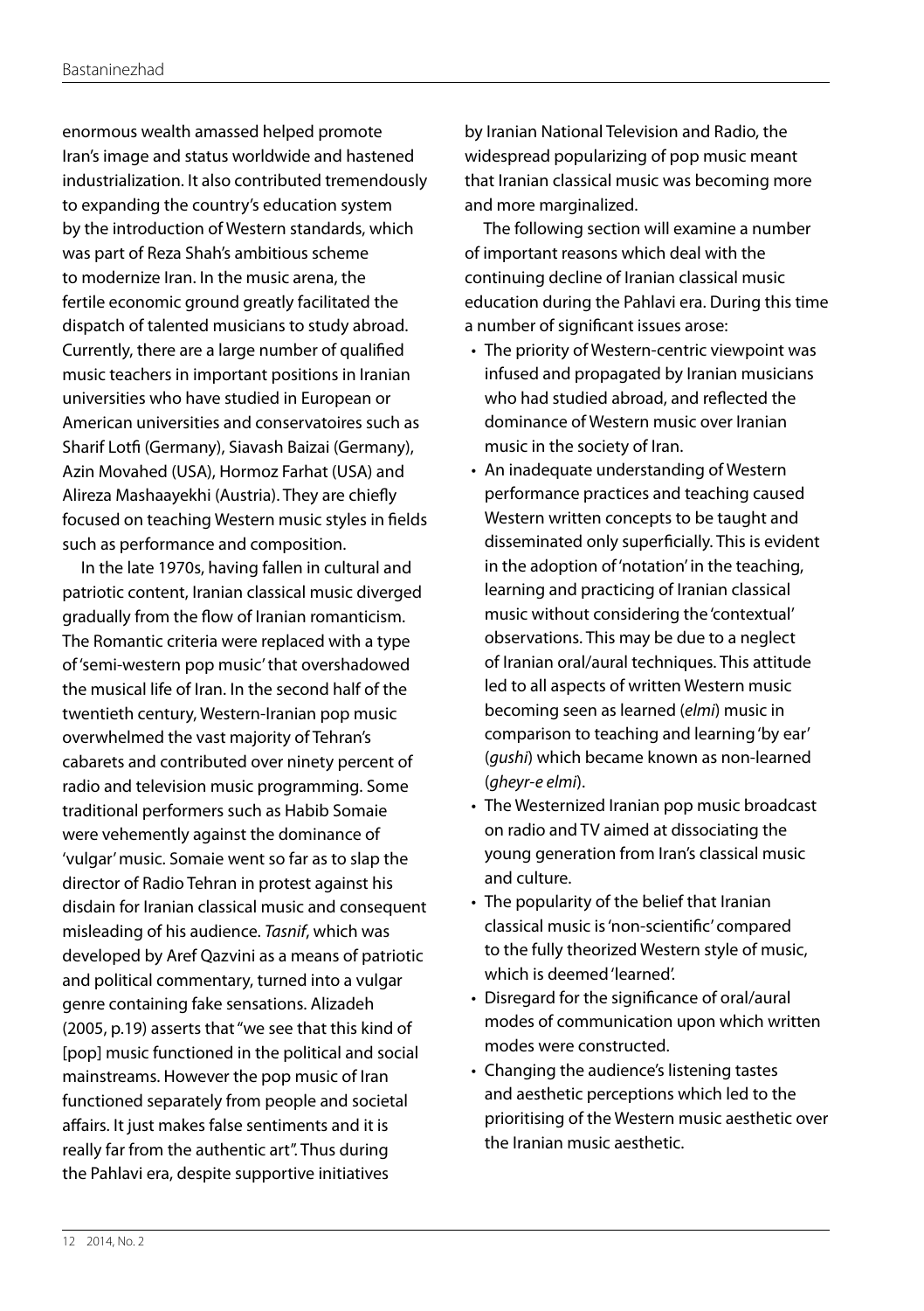enormous wealth amassed helped promote Iran's image and status worldwide and hastened industrialization. It also contributed tremendously to expanding the country's education system by the introduction of Western standards, which was part of Reza Shah's ambitious scheme to modernize Iran. In the music arena, the fertile economic ground greatly facilitated the dispatch of talented musicians to study abroad. Currently, there are a large number of qualified music teachers in important positions in Iranian universities who have studied in European or American universities and conservatoires such as Sharif Lotfi (Germany), Siavash Baizai (Germany), Azin Movahed (USA), Hormoz Farhat (USA) and Alireza Mashaayekhi (Austria). They are chiefly focused on teaching Western music styles in fields such as performance and composition.

In the late 1970s, having fallen in cultural and patriotic content, Iranian classical music diverged gradually from the flow of Iranian romanticism. The Romantic criteria were replaced with a type of 'semi-western pop music' that overshadowed the musical life of Iran. In the second half of the twentieth century, Western-Iranian pop music overwhelmed the vast majority of Tehran's cabarets and contributed over ninety percent of radio and television music programming. Some traditional performers such as Habib Somaie were vehemently against the dominance of 'vulgar' music. Somaie went so far as to slap the director of Radio Tehran in protest against his disdain for Iranian classical music and consequent misleading of his audience. *Tasnif*, which was developed by Aref Qazvini as a means of patriotic and political commentary, turned into a vulgar genre containing fake sensations. Alizadeh (2005, p.19) asserts that "we see that this kind of [pop] music functioned in the political and social mainstreams. However the pop music of Iran functioned separately from people and societal affairs. It just makes false sentiments and it is really far from the authentic art". Thus during the Pahlavi era, despite supportive initiatives by Iranian National Television and Radio, the widespread popularizing of pop music meant that Iranian classical music was becoming more and more marginalized.

The following section will examine a number of important reasons which deal with the continuing decline of Iranian classical music education during the Pahlavi era. During this time a number of significant issues arose:

- The priority of Western-centric viewpoint was infused and propagated by Iranian musicians who had studied abroad, and reflected the dominance of Western music over Iranian music in the society of Iran.
- An inadequate understanding of Western performance practices and teaching caused Western written concepts to be taught and disseminated only superficially. This is evident in the adoption of 'notation' in the teaching, learning and practicing of Iranian classical music without considering the 'contextual' observations. This may be due to a neglect of Iranian oral/aural techniques. This attitude led to all aspects of written Western music becoming seen as learned (*elmi*) music in comparison to teaching and learning 'by ear' (*gushi*) which became known as non-learned (*gheyr-e elmi*).
- The Westernized Iranian pop music broadcast on radio and TV aimed at dissociating the young generation from Iran's classical music and culture.
- The popularity of the belief that Iranian classical music is 'non-scientific' compared to the fully theorized Western style of music, which is deemed 'learned'.
- Disregard for the significance of oral/aural modes of communication upon which written modes were constructed.
- Changing the audience's listening tastes and aesthetic perceptions which led to the prioritising of the Western music aesthetic over the Iranian music aesthetic.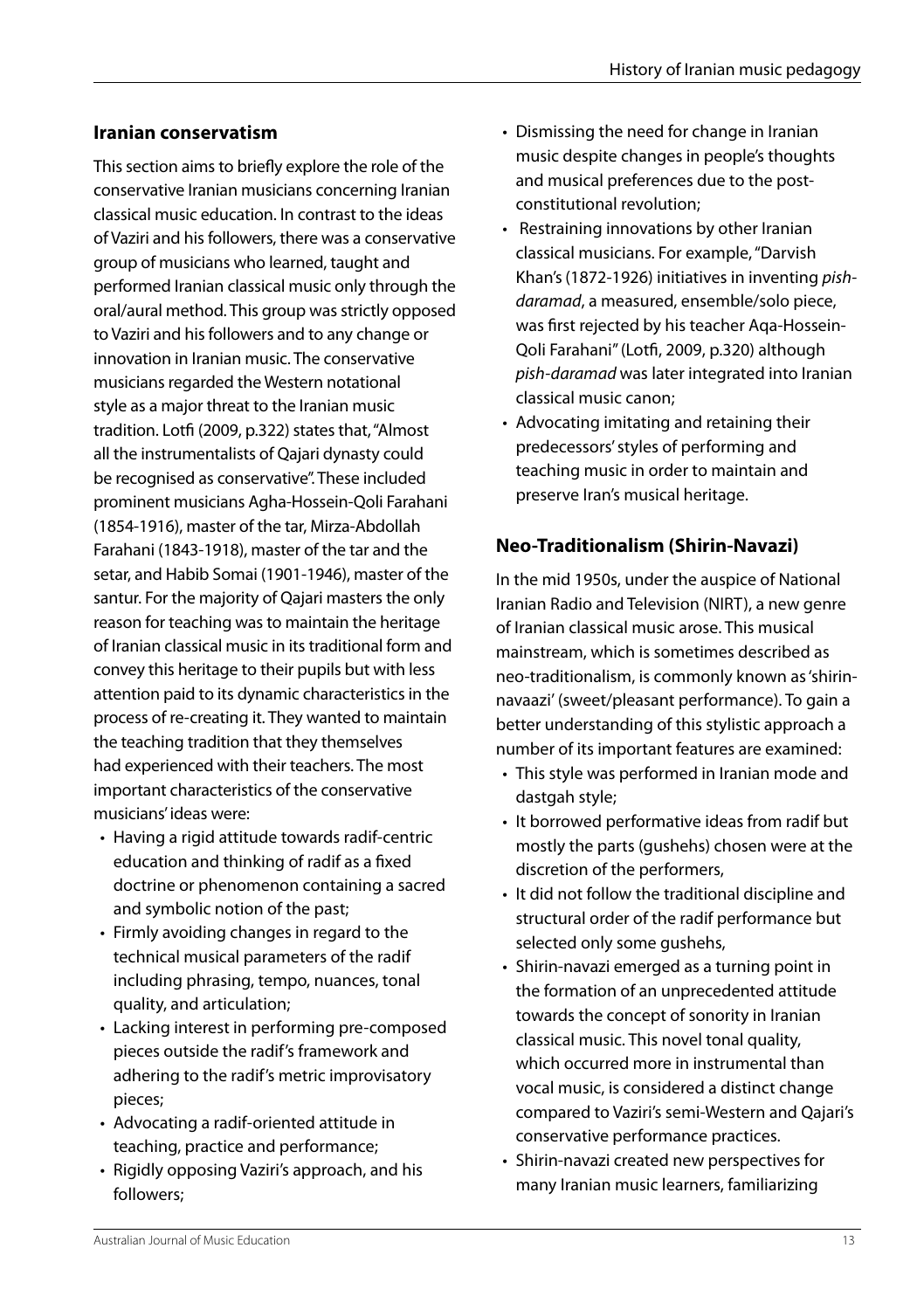## Iranian conservatism

This section aims to briefly explore the role of the conservative Iranian musicians concerning Iranian classical music education. In contrast to the ideas of Vaziri and his followers, there was a conservative group of musicians who learned, taught and performed Iranian classical music only through the oral/aural method. This group was strictly opposed to Vaziri and his followers and to any change or innovation in Iranian music. The conservative musicians regarded the Western notational style as a major threat to the Iranian music tradition. Lotfi (2009, p.322) states that, "Almost all the instrumentalists of Qajari dynasty could be recognised as conservative". These included prominent musicians Agha-Hossein-Qoli Farahani (1854-1916), master of the tar, Mirza-Abdollah Farahani (1843-1918), master of the tar and the setar, and Habib Somai (1901-1946), master of the santur. For the majority of Qajari masters the only reason for teaching was to maintain the heritage of Iranian classical music in its traditional form and convey this heritage to their pupils but with less attention paid to its dynamic characteristics in the process of re-creating it. They wanted to maintain the teaching tradition that they themselves had experienced with their teachers. The most important characteristics of the conservative musicians' ideas were:

- Having a rigid attitude towards radif-centric education and thinking of radif as a fixed doctrine or phenomenon containing a sacred and symbolic notion of the past;
- Firmly avoiding changes in regard to the technical musical parameters of the radif including phrasing, tempo, nuances, tonal quality, and articulation;
- Lacking interest in performing pre-composed pieces outside the radif's framework and adhering to the radif's metric improvisatory pieces;
- Advocating a radif-oriented attitude in teaching, practice and performance;
- Rigidly opposing Vaziri's approach, and his followers;
- Dismissing the need for change in Iranian music despite changes in people's thoughts and musical preferences due to the post-constitutional revolution;
- Restraining innovations by other Iranian classical musicians. For example, "Darvish Khan's (1872-1926) initiatives in inventing *pish-daramad*, a measured, ensemble/solo piece, was first rejected by his teacher Aqa-Hossein-Qoli Farahani" (Lotfi, 2009, p.320) although *pish-daramad* was later integrated into Iranian classical music canon;
- Advocating imitating and retaining their predecessors' styles of performing and teaching music in order to maintain and preserve Iran's musical heritage.

## Neo-Traditionalism (Shirin-Navazi)

In the mid 1950s, under the auspice of National Iranian Radio and Television (NIRT), a new genre of Iranian classical music arose. This musical mainstream, which is sometimes described as neo-traditionalism, is commonly known as 'shirin-navaazi' (sweet/pleasant performance). To gain a better understanding of this stylistic approach a number of its important features are examined:

- This style was performed in Iranian mode and dastgah style;
- It borrowed performative ideas from radif but mostly the parts (gushehs) chosen were at the discretion of the performers,
- It did not follow the traditional discipline and structural order of the radif performance but selected only some gushehs,
- Shirin-navazi emerged as a turning point in the formation of an unprecedented attitude towards the concept of sonority in Iranian classical music. This novel tonal quality, which occurred more in instrumental than vocal music, is considered a distinct change compared to Vaziri's semi-Western and Qajari's conservative performance practices.
- Shirin-navazi created new perspectives for many Iranian music learners, familiarizing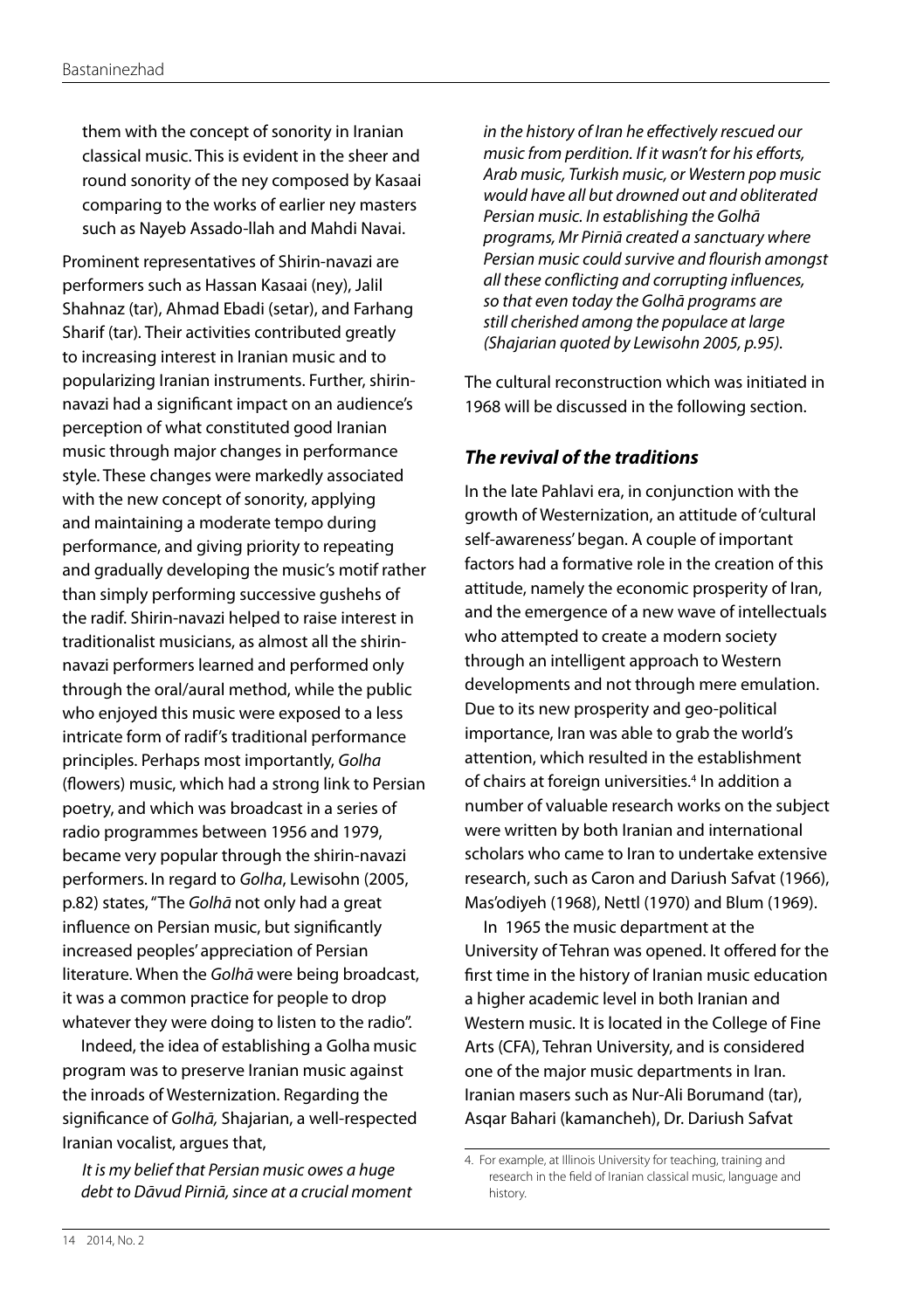them with the concept of sonority in Iranian classical music. This is evident in the sheer and round sonority of the ney composed by Kasaai comparing to the works of earlier ney masters such as Nayeb Assado-llah and Mahdi Navai.

Prominent representatives of Shirin-navazi are performers such as Hassan Kasaai (ney), Jalil Shahnaz (tar), Ahmad Ebadi (setar), and Farhang Sharif (tar). Their activities contributed greatly to increasing interest in Iranian music and to popularizing Iranian instruments. Further, shirin-navazi had a significant impact on an audience's perception of what constituted good Iranian music through major changes in performance style. These changes were markedly associated with the new concept of sonority, applying and maintaining a moderate tempo during performance, and giving priority to repeating and gradually developing the music's motif rather than simply performing successive gushehs of the radif. Shirin-navazi helped to raise interest in traditionalist musicians, as almost all the shirin-navazi performers learned and performed only through the oral/aural method, while the public who enjoyed this music were exposed to a less intricate form of radif's traditional performance principles. Perhaps most importantly, *Golha* (flowers) music, which had a strong link to Persian poetry, and which was broadcast in a series of radio programmes between 1956 and 1979, became very popular through the shirin-navazi performers. In regard to *Golha*, Lewisohn (2005, p.82) states, "The *Golhā* not only had a great influence on Persian music, but significantly increased peoples' appreciation of Persian literature. When the *Golhā* were being broadcast, it was a common practice for people to drop whatever they were doing to listen to the radio".

Indeed, the idea of establishing a Golha music program was to preserve Iranian music against the inroads of Westernization. Regarding the significance of *Golhā,* Shajarian, a well-respected Iranian vocalist, argues that,

> *It is my belief that Persian music owes a huge debt to Dāvud Pirniā, since at a crucial moment in the history of Iran he effectively rescued our music from perdition. If it wasn't for his efforts, Arab music, Turkish music, or Western pop music would have all but drowned out and obliterated Persian music. In establishing the Golhā programs, Mr Pirniā created a sanctuary where Persian music could survive and flourish amongst all these conflicting and corrupting influences, so that even today the Golhā programs are still cherished among the populace at large (Shajarian quoted by Lewisohn 2005, p.95).*

The cultural reconstruction which was initiated in 1968 will be discussed in the following section.

### *The revival of the traditions*

In the late Pahlavi era, in conjunction with the growth of Westernization, an attitude of 'cultural self-awareness' began. A couple of important factors had a formative role in the creation of this attitude, namely the economic prosperity of Iran, and the emergence of a new wave of intellectuals who attempted to create a modern society through an intelligent approach to Western developments and not through mere emulation. Due to its new prosperity and geo-political importance, Iran was able to grab the world's attention, which resulted in the establishment of chairs at foreign universities.[4] In addition a number of valuable research works on the subject were written by both Iranian and international scholars who came to Iran to undertake extensive research, such as Caron and Dariush Safvat (1966), Mas'odiyeh (1968), Nettl (1970) and Blum (1969).

In 1965 the music department at the University of Tehran was opened. It offered for the first time in the history of Iranian music education a higher academic level in both Iranian and Western music. It is located in the College of Fine Arts (CFA), Tehran University, and is considered one of the major music departments in Iran. Iranian masers such as Nur-Ali Borumand (tar), Asqar Bahari (kamancheh), Dr. Dariush Safvat

---

4. For example, at Illinois University for teaching, training and research in the field of Iranian classical music, language and history.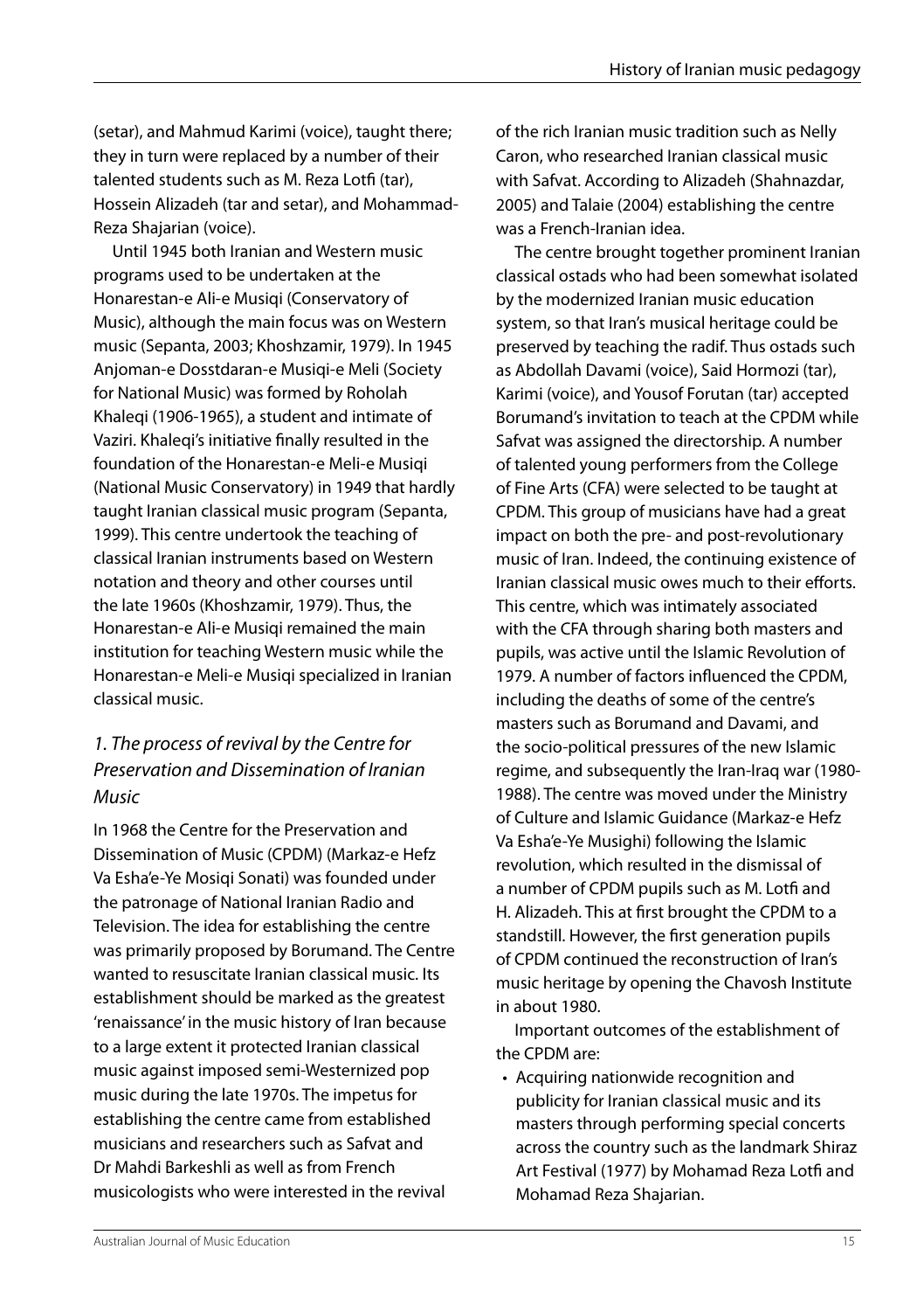(setar), and Mahmud Karimi (voice), taught there; they in turn were replaced by a number of their talented students such as M. Reza Lotfi (tar), Hossein Alizadeh (tar and setar), and Mohammad-Reza Shajarian (voice).

Until 1945 both Iranian and Western music programs used to be undertaken at the Honarestan-e Ali-e Musiqi (Conservatory of Music), although the main focus was on Western music (Sepanta, 2003; Khoshzamir, 1979). In 1945 Anjoman-e Dosstdaran-e Musiqi-e Meli (Society for National Music) was formed by Roholah Khaleqi (1906-1965), a student and intimate of Vaziri. Khaleqi's initiative finally resulted in the foundation of the Honarestan-e Meli-e Musiqi (National Music Conservatory) in 1949 that hardly taught Iranian classical music program (Sepanta, 1999). This centre undertook the teaching of classical Iranian instruments based on Western notation and theory and other courses until the late 1960s (Khoshzamir, 1979). Thus, the Honarestan-e Ali-e Musiqi remained the main institution for teaching Western music while the Honarestan-e Meli-e Musiqi specialized in Iranian classical music.

## *1. The process of revival by the Centre for Preservation and Dissemination of Iranian Music*

In 1968 the Centre for the Preservation and Dissemination of Music (CPDM) (Markaz-e Hefz Va Esha'e-Ye Mosiqi Sonati) was founded under the patronage of National Iranian Radio and Television. The idea for establishing the centre was primarily proposed by Borumand. The Centre wanted to resuscitate Iranian classical music. Its establishment should be marked as the greatest 'renaissance' in the music history of Iran because to a large extent it protected Iranian classical music against imposed semi-Westernized pop music during the late 1970s. The impetus for establishing the centre came from established musicians and researchers such as Safvat and Dr Mahdi Barkeshli as well as from French musicologists who were interested in the revival of the rich Iranian music tradition such as Nelly Caron, who researched Iranian classical music with Safvat. According to Alizadeh (Shahnazdar, 2005) and Talaie (2004) establishing the centre was a French-Iranian idea.

The centre brought together prominent Iranian classical ostads who had been somewhat isolated by the modernized Iranian music education system, so that Iran's musical heritage could be preserved by teaching the radif. Thus ostads such as Abdollah Davami (voice), Said Hormozi (tar), Karimi (voice), and Yousof Forutan (tar) accepted Borumand's invitation to teach at the CPDM while Safvat was assigned the directorship. A number of talented young performers from the College of Fine Arts (CFA) were selected to be taught at CPDM. This group of musicians have had a great impact on both the pre- and post-revolutionary music of Iran. Indeed, the continuing existence of Iranian classical music owes much to their efforts. This centre, which was intimately associated with the CFA through sharing both masters and pupils, was active until the Islamic Revolution of 1979. A number of factors influenced the CPDM, including the deaths of some of the centre's masters such as Borumand and Davami, and the socio-political pressures of the new Islamic regime, and subsequently the Iran-Iraq war (1980-1988). The centre was moved under the Ministry of Culture and Islamic Guidance (Markaz-e Hefz Va Esha'e-Ye Musighi) following the Islamic revolution, which resulted in the dismissal of a number of CPDM pupils such as M. Lotfi and H. Alizadeh. This at first brought the CPDM to a standstill. However, the first generation pupils of CPDM continued the reconstruction of Iran's music heritage by opening the Chavosh Institute in about 1980.

Important outcomes of the establishment of the CPDM are:

- Acquiring nationwide recognition and publicity for Iranian classical music and its masters through performing special concerts across the country such as the landmark Shiraz Art Festival (1977) by Mohamad Reza Lotfi and Mohamad Reza Shajarian.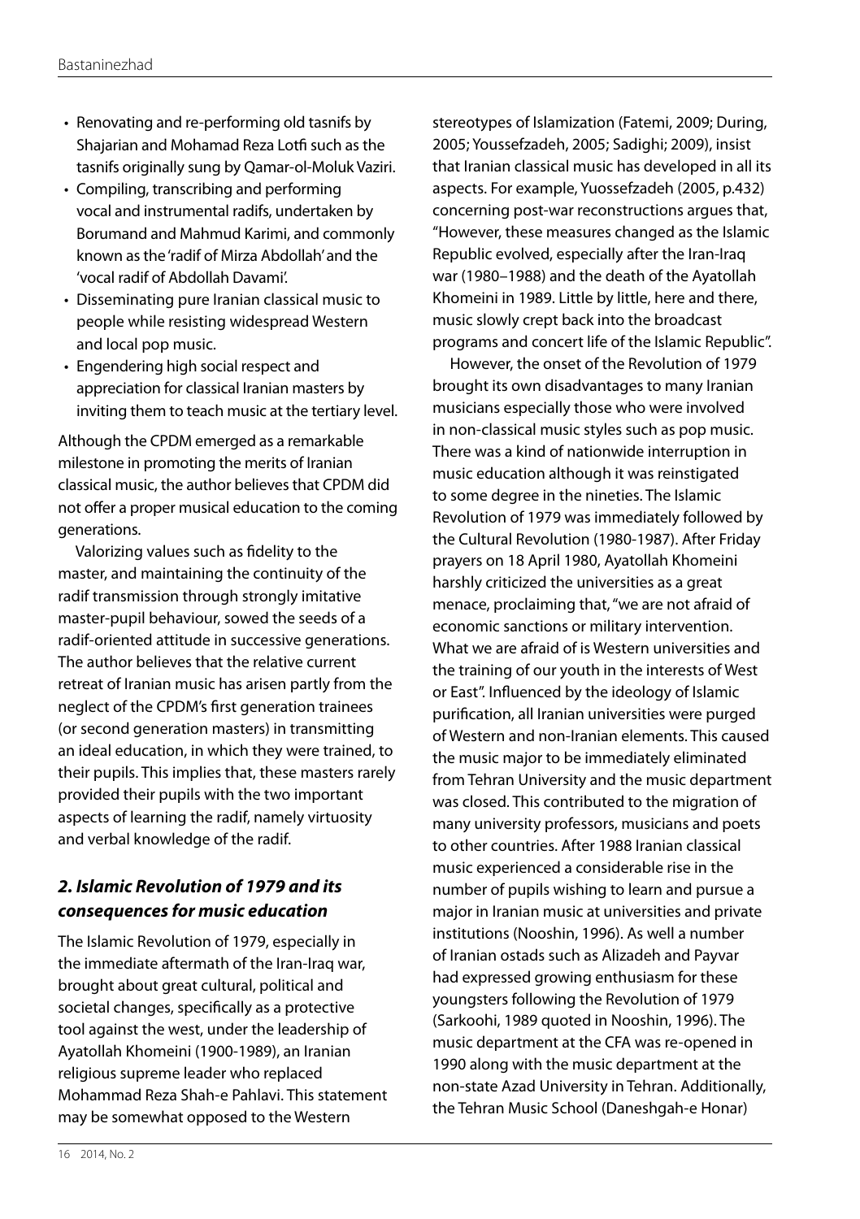- Renovating and re-performing old tasnifs by Shajarian and Mohamad Reza Lotfi such as the tasnifs originally sung by Qamar-ol-Moluk Vaziri.
- Compiling, transcribing and performing vocal and instrumental radifs, undertaken by Borumand and Mahmud Karimi, and commonly known as the 'radif of Mirza Abdollah' and the 'vocal radif of Abdollah Davami'.
- Disseminating pure Iranian classical music to people while resisting widespread Western and local pop music.
- Engendering high social respect and appreciation for classical Iranian masters by inviting them to teach music at the tertiary level.

Although the CPDM emerged as a remarkable milestone in promoting the merits of Iranian classical music, the author believes that CPDM did not offer a proper musical education to the coming generations.

Valorizing values such as fidelity to the master, and maintaining the continuity of the radif transmission through strongly imitative master-pupil behaviour, sowed the seeds of a radif-oriented attitude in successive generations. The author believes that the relative current retreat of Iranian music has arisen partly from the neglect of the CPDM's first generation trainees (or second generation masters) in transmitting an ideal education, in which they were trained, to their pupils. This implies that, these masters rarely provided their pupils with the two important aspects of learning the radif, namely virtuosity and verbal knowledge of the radif.

## *2. Islamic Revolution of 1979 and its consequences for music education*

The Islamic Revolution of 1979, especially in the immediate aftermath of the Iran-Iraq war, brought about great cultural, political and societal changes, specifically as a protective tool against the west, under the leadership of Ayatollah Khomeini (1900-1989), an Iranian religious supreme leader who replaced Mohammad Reza Shah-e Pahlavi. This statement may be somewhat opposed to the Western stereotypes of Islamization (Fatemi, 2009; During, 2005; Youssefzadeh, 2005; Sadighi; 2009), insist that Iranian classical music has developed in all its aspects. For example, Yuossefzadeh (2005, p.432) concerning post-war reconstructions argues that, "However, these measures changed as the Islamic Republic evolved, especially after the Iran-Iraq war (1980–1988) and the death of the Ayatollah Khomeini in 1989. Little by little, here and there, music slowly crept back into the broadcast programs and concert life of the Islamic Republic".

However, the onset of the Revolution of 1979 brought its own disadvantages to many Iranian musicians especially those who were involved in non-classical music styles such as pop music. There was a kind of nationwide interruption in music education although it was reinstigated to some degree in the nineties. The Islamic Revolution of 1979 was immediately followed by the Cultural Revolution (1980-1987). After Friday prayers on 18 April 1980, Ayatollah Khomeini harshly criticized the universities as a great menace, proclaiming that, "we are not afraid of economic sanctions or military intervention. What we are afraid of is Western universities and the training of our youth in the interests of West or East". Influenced by the ideology of Islamic purification, all Iranian universities were purged of Western and non-Iranian elements. This caused the music major to be immediately eliminated from Tehran University and the music department was closed. This contributed to the migration of many university professors, musicians and poets to other countries. After 1988 Iranian classical music experienced a considerable rise in the number of pupils wishing to learn and pursue a major in Iranian music at universities and private institutions (Nooshin, 1996). As well a number of Iranian ostads such as Alizadeh and Payvar had expressed growing enthusiasm for these youngsters following the Revolution of 1979 (Sarkoohi, 1989 quoted in Nooshin, 1996). The music department at the CFA was re-opened in 1990 along with the music department at the non-state Azad University in Tehran. Additionally, the Tehran Music School (Daneshgah-e Honar)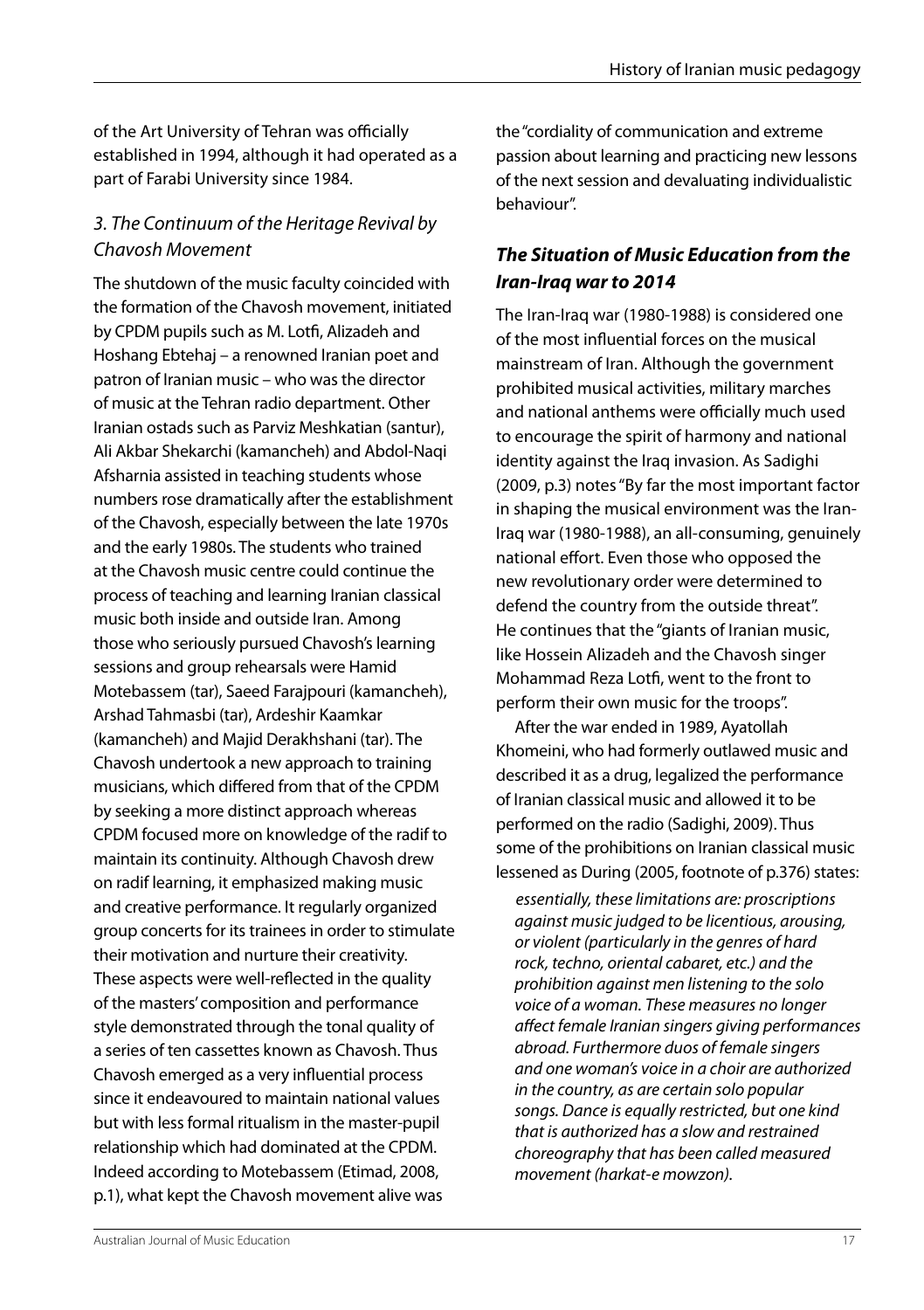of the Art University of Tehran was officially established in 1994, although it had operated as a part of Farabi University since 1984.

### *3. The Continuum of the Heritage Revival by Chavosh Movement*

The shutdown of the music faculty coincided with the formation of the Chavosh movement, initiated by CPDM pupils such as M. Lotfi, Alizadeh and Hoshang Ebtehaj – a renowned Iranian poet and patron of Iranian music – who was the director of music at the Tehran radio department. Other Iranian ostads such as Parviz Meshkatian (santur), Ali Akbar Shekarchi (kamancheh) and Abdol-Naqi Afsharnia assisted in teaching students whose numbers rose dramatically after the establishment of the Chavosh, especially between the late 1970s and the early 1980s. The students who trained at the Chavosh music centre could continue the process of teaching and learning Iranian classical music both inside and outside Iran. Among those who seriously pursued Chavosh's learning sessions and group rehearsals were Hamid Motebassem (tar), Saeed Farajpouri (kamancheh), Arshad Tahmasbi (tar), Ardeshir Kaamkar (kamancheh) and Majid Derakhshani (tar). The Chavosh undertook a new approach to training musicians, which differed from that of the CPDM by seeking a more distinct approach whereas CPDM focused more on knowledge of the radif to maintain its continuity. Although Chavosh drew on radif learning, it emphasized making music and creative performance. It regularly organized group concerts for its trainees in order to stimulate their motivation and nurture their creativity. These aspects were well-reflected in the quality of the masters' composition and performance style demonstrated through the tonal quality of a series of ten cassettes known as Chavosh. Thus Chavosh emerged as a very influential process since it endeavoured to maintain national values but with less formal ritualism in the master-pupil relationship which had dominated at the CPDM. Indeed according to Motebassem (Etimad, 2008, p.1), what kept the Chavosh movement alive was the "cordiality of communication and extreme passion about learning and practicing new lessons of the next session and devaluating individualistic behaviour".

## ***The Situation of Music Education from the Iran-Iraq war to 2014***

The Iran-Iraq war (1980-1988) is considered one of the most influential forces on the musical mainstream of Iran. Although the government prohibited musical activities, military marches and national anthems were officially much used to encourage the spirit of harmony and national identity against the Iraq invasion. As Sadighi (2009, p.3) notes "By far the most important factor in shaping the musical environment was the Iran-Iraq war (1980-1988), an all-consuming, genuinely national effort. Even those who opposed the new revolutionary order were determined to defend the country from the outside threat". He continues that the "giants of Iranian music, like Hossein Alizadeh and the Chavosh singer Mohammad Reza Lotfi, went to the front to perform their own music for the troops".

After the war ended in 1989, Ayatollah Khomeini, who had formerly outlawed music and described it as a drug, legalized the performance of Iranian classical music and allowed it to be performed on the radio (Sadighi, 2009). Thus some of the prohibitions on Iranian classical music lessened as During (2005, footnote of p.376) states:

> *essentially, these limitations are: proscriptions against music judged to be licentious, arousing, or violent (particularly in the genres of hard rock, techno, oriental cabaret, etc.) and the prohibition against men listening to the solo voice of a woman. These measures no longer affect female Iranian singers giving performances abroad. Furthermore duos of female singers and one woman's voice in a choir are authorized in the country, as are certain solo popular songs. Dance is equally restricted, but one kind that is authorized has a slow and restrained choreography that has been called measured movement (harkat-e mowzon).*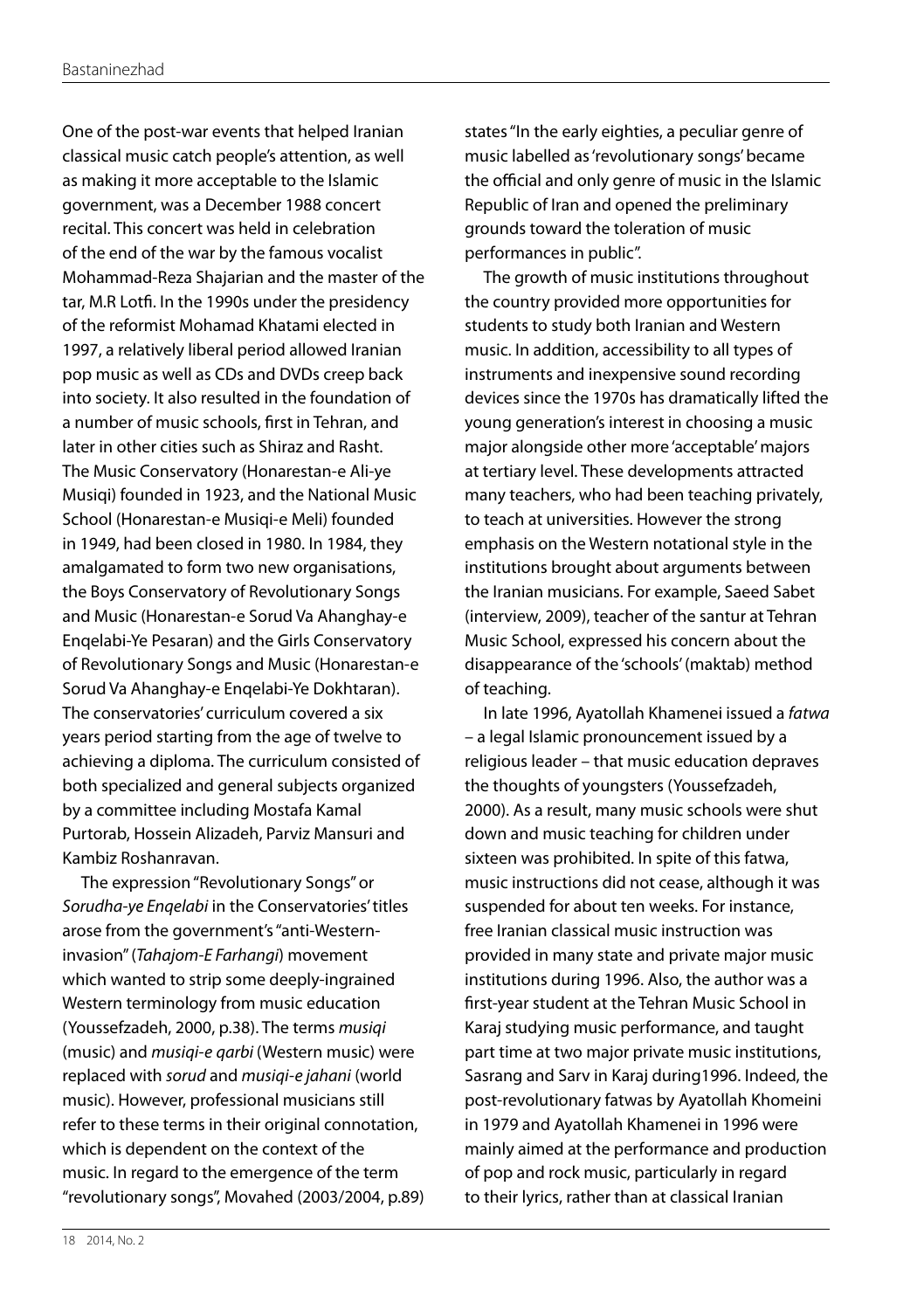One of the post-war events that helped Iranian classical music catch people's attention, as well as making it more acceptable to the Islamic government, was a December 1988 concert recital. This concert was held in celebration of the end of the war by the famous vocalist Mohammad-Reza Shajarian and the master of the tar, M.R Lotfi. In the 1990s under the presidency of the reformist Mohamad Khatami elected in 1997, a relatively liberal period allowed Iranian pop music as well as CDs and DVDs creep back into society. It also resulted in the foundation of a number of music schools, first in Tehran, and later in other cities such as Shiraz and Rasht. The Music Conservatory (Honarestan-e Ali-ye Musiqi) founded in 1923, and the National Music School (Honarestan-e Musiqi-e Meli) founded in 1949, had been closed in 1980. In 1984, they amalgamated to form two new organisations, the Boys Conservatory of Revolutionary Songs and Music (Honarestan-e Sorud Va Ahanghay-e Enqelabi-Ye Pesaran) and the Girls Conservatory of Revolutionary Songs and Music (Honarestan-e Sorud Va Ahanghay-e Enqelabi-Ye Dokhtaran). The conservatories' curriculum covered a six years period starting from the age of twelve to achieving a diploma. The curriculum consisted of both specialized and general subjects organized by a committee including Mostafa Kamal Purtorab, Hossein Alizadeh, Parviz Mansuri and Kambiz Roshanravan.

The expression "Revolutionary Songs" or *Sorudha-ye Enqelabi* in the Conservatories' titles arose from the government's "anti-Western-invasion" (*Tahajom-E Farhangi*) movement which wanted to strip some deeply-ingrained Western terminology from music education (Youssefzadeh, 2000, p.38). The terms *musiqi* (music) and *musiqi-e qarbi* (Western music) were replaced with *sorud* and *musiqi-e jahani* (world music). However, professional musicians still refer to these terms in their original connotation, which is dependent on the context of the music. In regard to the emergence of the term "revolutionary songs", Movahed (2003/2004, p.89) states "In the early eighties, a peculiar genre of music labelled as 'revolutionary songs' became the official and only genre of music in the Islamic Republic of Iran and opened the preliminary grounds toward the toleration of music performances in public".

The growth of music institutions throughout the country provided more opportunities for students to study both Iranian and Western music. In addition, accessibility to all types of instruments and inexpensive sound recording devices since the 1970s has dramatically lifted the young generation's interest in choosing a music major alongside other more 'acceptable' majors at tertiary level. These developments attracted many teachers, who had been teaching privately, to teach at universities. However the strong emphasis on the Western notational style in the institutions brought about arguments between the Iranian musicians. For example, Saeed Sabet (interview, 2009), teacher of the santur at Tehran Music School, expressed his concern about the disappearance of the 'schools' (maktab) method of teaching.

In late 1996, Ayatollah Khamenei issued a *fatwa* – a legal Islamic pronouncement issued by a religious leader – that music education depraves the thoughts of youngsters (Youssefzadeh, 2000). As a result, many music schools were shut down and music teaching for children under sixteen was prohibited. In spite of this fatwa, music instructions did not cease, although it was suspended for about ten weeks. For instance, free Iranian classical music instruction was provided in many state and private major music institutions during 1996. Also, the author was a first-year student at the Tehran Music School in Karaj studying music performance, and taught part time at two major private music institutions, Sasrang and Sarv in Karaj during1996. Indeed, the post-revolutionary fatwas by Ayatollah Khomeini in 1979 and Ayatollah Khamenei in 1996 were mainly aimed at the performance and production of pop and rock music, particularly in regard to their lyrics, rather than at classical Iranian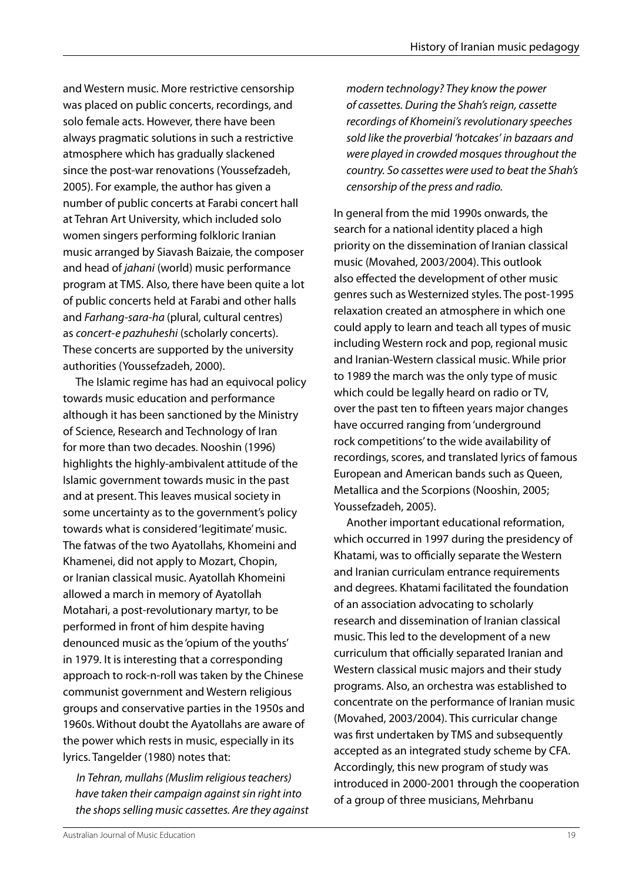and Western music. More restrictive censorship was placed on public concerts, recordings, and solo female acts. However, there have been always pragmatic solutions in such a restrictive atmosphere which has gradually slackened since the post-war renovations (Youssefzadeh, 2005). For example, the author has given a number of public concerts at Farabi concert hall at Tehran Art University, which included solo women singers performing folkloric Iranian music arranged by Siavash Baizaie, the composer and head of *jahani* (world) music performance program at TMS. Also, there have been quite a lot of public concerts held at Farabi and other halls and *Farhang-sara-ha* (plural, cultural centres) as *concert-e pazhuheshi* (scholarly concerts). These concerts are supported by the university authorities (Youssefzadeh, 2000).

The Islamic regime has had an equivocal policy towards music education and performance although it has been sanctioned by the Ministry of Science, Research and Technology of Iran for more than two decades. Nooshin (1996) highlights the highly-ambivalent attitude of the Islamic government towards music in the past and at present. This leaves musical society in some uncertainty as to the government's policy towards what is considered 'legitimate' music. The fatwas of the two Ayatollahs, Khomeini and Khamenei, did not apply to Mozart, Chopin, or Iranian classical music. Ayatollah Khomeini allowed a march in memory of Ayatollah Motahari, a post-revolutionary martyr, to be performed in front of him despite having denounced music as the 'opium of the youths' in 1979. It is interesting that a corresponding approach to rock-n-roll was taken by the Chinese communist government and Western religious groups and conservative parties in the 1950s and 1960s. Without doubt the Ayatollahs are aware of the power which rests in music, especially in its lyrics. Tangelder (1980) notes that:

> *In Tehran, mullahs (Muslim religious teachers) have taken their campaign against sin right into the shops selling music cassettes. Are they against modern technology? They know the power of cassettes. During the Shah's reign, cassette recordings of Khomeini's revolutionary speeches sold like the proverbial 'hotcakes' in bazaars and were played in crowded mosques throughout the country. So cassettes were used to beat the Shah's censorship of the press and radio.*

In general from the mid 1990s onwards, the search for a national identity placed a high priority on the dissemination of Iranian classical music (Movahed, 2003/2004). This outlook also effected the development of other music genres such as Westernized styles. The post-1995 relaxation created an atmosphere in which one could apply to learn and teach all types of music including Western rock and pop, regional music and Iranian-Western classical music. While prior to 1989 the march was the only type of music which could be legally heard on radio or TV, over the past ten to fifteen years major changes have occurred ranging from 'underground rock competitions' to the wide availability of recordings, scores, and translated lyrics of famous European and American bands such as Queen, Metallica and the Scorpions (Nooshin, 2005; Youssefzadeh, 2005).

Another important educational reformation, which occurred in 1997 during the presidency of Khatami, was to officially separate the Western and Iranian curriculam entrance requirements and degrees. Khatami facilitated the foundation of an association advocating to scholarly research and dissemination of Iranian classical music. This led to the development of a new curriculum that officially separated Iranian and Western classical music majors and their study programs. Also, an orchestra was established to concentrate on the performance of Iranian music (Movahed, 2003/2004). This curricular change was first undertaken by TMS and subsequently accepted as an integrated study scheme by CFA. Accordingly, this new program of study was introduced in 2000-2001 through the cooperation of a group of three musicians, Mehrbanu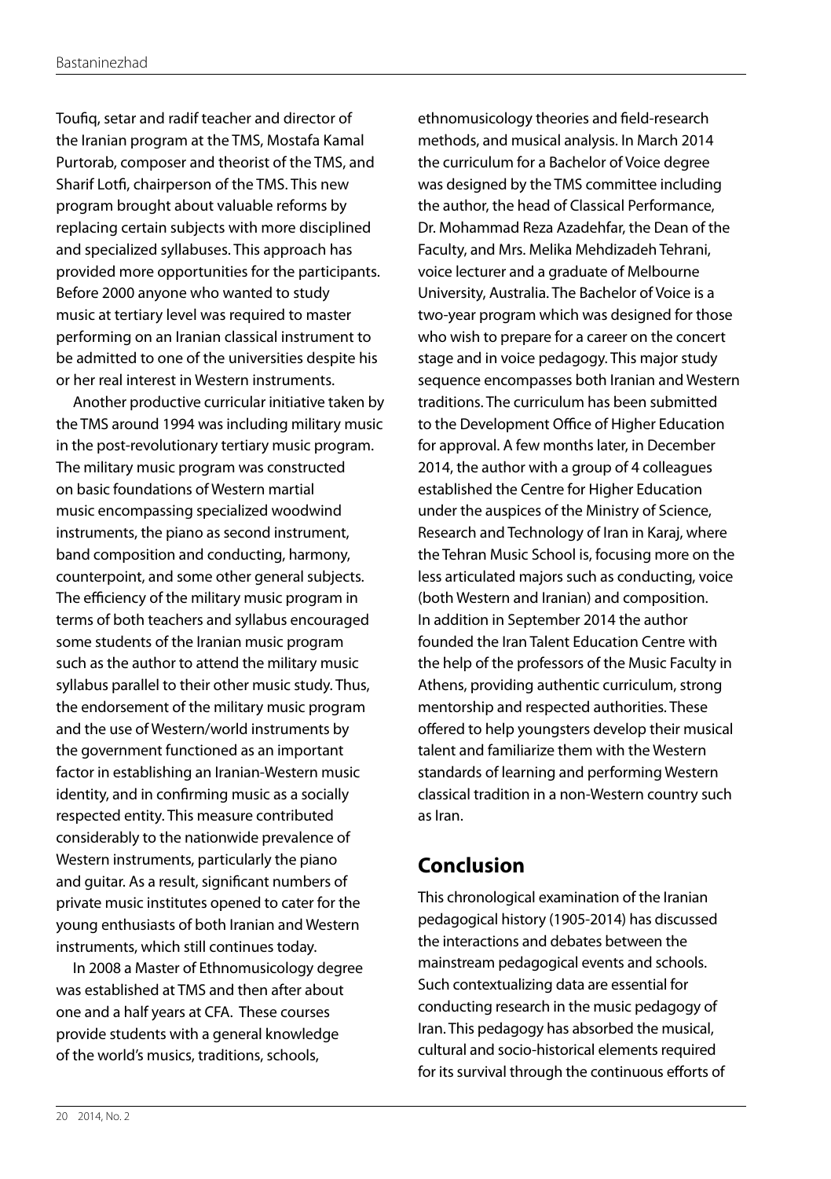Toufiq, setar and radif teacher and director of the Iranian program at the TMS, Mostafa Kamal Purtorab, composer and theorist of the TMS, and Sharif Lotfi, chairperson of the TMS. This new program brought about valuable reforms by replacing certain subjects with more disciplined and specialized syllabuses. This approach has provided more opportunities for the participants. Before 2000 anyone who wanted to study music at tertiary level was required to master performing on an Iranian classical instrument to be admitted to one of the universities despite his or her real interest in Western instruments.

Another productive curricular initiative taken by the TMS around 1994 was including military music in the post-revolutionary tertiary music program. The military music program was constructed on basic foundations of Western martial music encompassing specialized woodwind instruments, the piano as second instrument, band composition and conducting, harmony, counterpoint, and some other general subjects. The efficiency of the military music program in terms of both teachers and syllabus encouraged some students of the Iranian music program such as the author to attend the military music syllabus parallel to their other music study. Thus, the endorsement of the military music program and the use of Western/world instruments by the government functioned as an important factor in establishing an Iranian-Western music identity, and in confirming music as a socially respected entity. This measure contributed considerably to the nationwide prevalence of Western instruments, particularly the piano and guitar. As a result, significant numbers of private music institutes opened to cater for the young enthusiasts of both Iranian and Western instruments, which still continues today.

In 2008 a Master of Ethnomusicology degree was established at TMS and then after about one and a half years at CFA. These courses provide students with a general knowledge of the world's musics, traditions, schools, ethnomusicology theories and field-research methods, and musical analysis. In March 2014 the curriculum for a Bachelor of Voice degree was designed by the TMS committee including the author, the head of Classical Performance, Dr. Mohammad Reza Azadehfar, the Dean of the Faculty, and Mrs. Melika Mehdizadeh Tehrani, voice lecturer and a graduate of Melbourne University, Australia. The Bachelor of Voice is a two-year program which was designed for those who wish to prepare for a career on the concert stage and in voice pedagogy. This major study sequence encompasses both Iranian and Western traditions. The curriculum has been submitted to the Development Office of Higher Education for approval. A few months later, in December 2014, the author with a group of 4 colleagues established the Centre for Higher Education under the auspices of the Ministry of Science, Research and Technology of Iran in Karaj, where the Tehran Music School is, focusing more on the less articulated majors such as conducting, voice (both Western and Iranian) and composition. In addition in September 2014 the author founded the Iran Talent Education Centre with the help of the professors of the Music Faculty in Athens, providing authentic curriculum, strong mentorship and respected authorities. These offered to help youngsters develop their musical talent and familiarize them with the Western standards of learning and performing Western classical tradition in a non-Western country such as Iran.

## Conclusion

This chronological examination of the Iranian pedagogical history (1905-2014) has discussed the interactions and debates between the mainstream pedagogical events and schools. Such contextualizing data are essential for conducting research in the music pedagogy of Iran. This pedagogy has absorbed the musical, cultural and socio-historical elements required for its survival through the continuous efforts of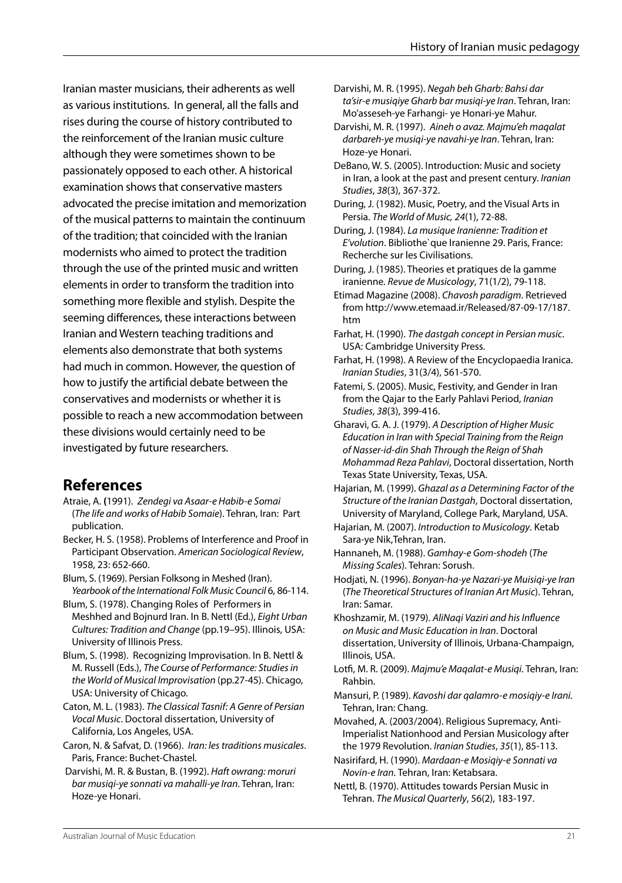Iranian master musicians, their adherents as well as various institutions. In general, all the falls and rises during the course of history contributed to the reinforcement of the Iranian music culture although they were sometimes shown to be passionately opposed to each other. A historical examination shows that conservative masters advocated the precise imitation and memorization of the musical patterns to maintain the continuum of the tradition; that coincided with the Iranian modernists who aimed to protect the tradition through the use of the printed music and written elements in order to transform the tradition into something more flexible and stylish. Despite the seeming differences, these interactions between Iranian and Western teaching traditions and elements also demonstrate that both systems had much in common. However, the question of how to justify the artificial debate between the conservatives and modernists or whether it is possible to reach a new accommodation between these divisions would certainly need to be investigated by future researchers.

## References

Atraie, A. (1991). *Zendegi va Asaar-e Habib-e Somai* (*The life and works of Habib Somaie*). Tehran, Iran: Part publication.

Becker, H. S. (1958). Problems of Interference and Proof in Participant Observation. *American Sociological Review*, 1958, 23: 652-660.

Blum, S. (1969). Persian Folksong in Meshed (Iran). *Yearbook of the International Folk Music Council* 6, 86-114.

Blum, S. (1978). Changing Roles of Performers in Meshhed and Bojnurd Iran. In B. Nettl (Ed.), *Eight Urban Cultures: Tradition and Change* (pp.19–95). Illinois, USA: University of Illinois Press.

Blum, S. (1998). Recognizing Improvisation. In B. Nettl & M. Russell (Eds.), *The Course of Performance: Studies in the World of Musical Improvisation* (pp.27-45). Chicago, USA: University of Chicago.

Caton, M. L. (1983). *The Classical Tasnif: A Genre of Persian Vocal Music*. Doctoral dissertation, University of California, Los Angeles, USA.

Caron, N. & Safvat, D. (1966). *Iran: les traditions musicales*. Paris, France: Buchet-Chastel.

Darvishi, M. R. & Bustan, B. (1992). *Haft owrang: moruri bar musiqi-ye sonnati va mahalli-ye Iran*. Tehran, Iran: Hoze-ye Honari.

Darvishi, M. R. (1995). *Negah beh Gharb: Bahsi dar ta'sir-e musiqiye Gharb bar musiqi-ye Iran*. Tehran, Iran: Mo'asseseh-ye Farhangi- ye Honari-ye Mahur.

Darvishi, M. R. (1997). *Aineh o avaz. Majmu'eh maqalat darbareh-ye musiqi-ye navahi-ye Iran*. Tehran, Iran: Hoze-ye Honari.

DeBano, W. S. (2005). Introduction: Music and society in Iran, a look at the past and present century. *Iranian Studies*, *38*(3), 367-372.

During, J. (1982). Music, Poetry, and the Visual Arts in Persia. *The World of Music, 24*(1), 72-88.

During, J. (1984). *La musique Iranienne: Tradition et E'volution*. Bibliothe`que Iranienne 29. Paris, France: Recherche sur les Civilisations.

During, J. (1985). Theories et pratiques de la gamme iranienne. *Revue de Musicology*, 71(1/2), 79-118.

Etimad Magazine (2008). *Chavosh paradigm*. Retrieved from http://www.etemaad.ir/Released/87-09-17/187.htm

Farhat, H. (1990). *The dastgah concept in Persian music*. USA: Cambridge University Press.

Farhat, H. (1998). A Review of the Encyclopaedia Iranica. *Iranian Studies*, 31(3/4), 561-570.

Fatemi, S. (2005). Music, Festivity, and Gender in Iran from the Qajar to the Early Pahlavi Period, *Iranian Studies*, *38*(3), 399-416.

Gharavi, G. A. J. (1979). *A Description of Higher Music Education in Iran with Special Training from the Reign of Nasser-id-din Shah Through the Reign of Shah Mohammad Reza Pahlavi*, Doctoral dissertation, North Texas State University, Texas, USA.

Hajarian, M. (1999). *Ghazal as a Determining Factor of the Structure of the Iranian Dastgah*, Doctoral dissertation, University of Maryland, College Park, Maryland, USA.

Hajarian, M. (2007). *Introduction to Musicology*. Ketab Sara-ye Nik,Tehran, Iran.

Hannaneh, M. (1988). *Gamhay-e Gom-shodeh* (*The Missing Scales*). Tehran: Sorush.

Hodjati, N. (1996). *Bonyan-ha-ye Nazari-ye Muisiqi-ye Iran* (*The Theoretical Structures of Iranian Art Music*). Tehran, Iran: Samar.

Khoshzamir, M. (1979). *AliNaqi Vaziri and his Influence on Music and Music Education in Iran*. Doctoral dissertation, University of Illinois, Urbana-Champaign, Illinois, USA.

Lotfi, M. R. (2009). *Majmu'e Maqalat-e Musiqi*. Tehran, Iran: Rahbin.

Mansuri, P. (1989). *Kavoshi dar qalamro-e mosiqiy-e Irani.* Tehran, Iran: Chang.

Movahed, A. (2003/2004). Religious Supremacy, Anti-Imperialist Nationhood and Persian Musicology after the 1979 Revolution. *Iranian Studies*, *35*(1), 85-113.

Nasirifard, H. (1990). *Mardaan-e Mosiqiy-e Sonnati va Novin-e Iran*. Tehran, Iran: Ketabsara.

Nettl, B. (1970). Attitudes towards Persian Music in Tehran. *The Musical Quarterly*, 56(2), 183-197.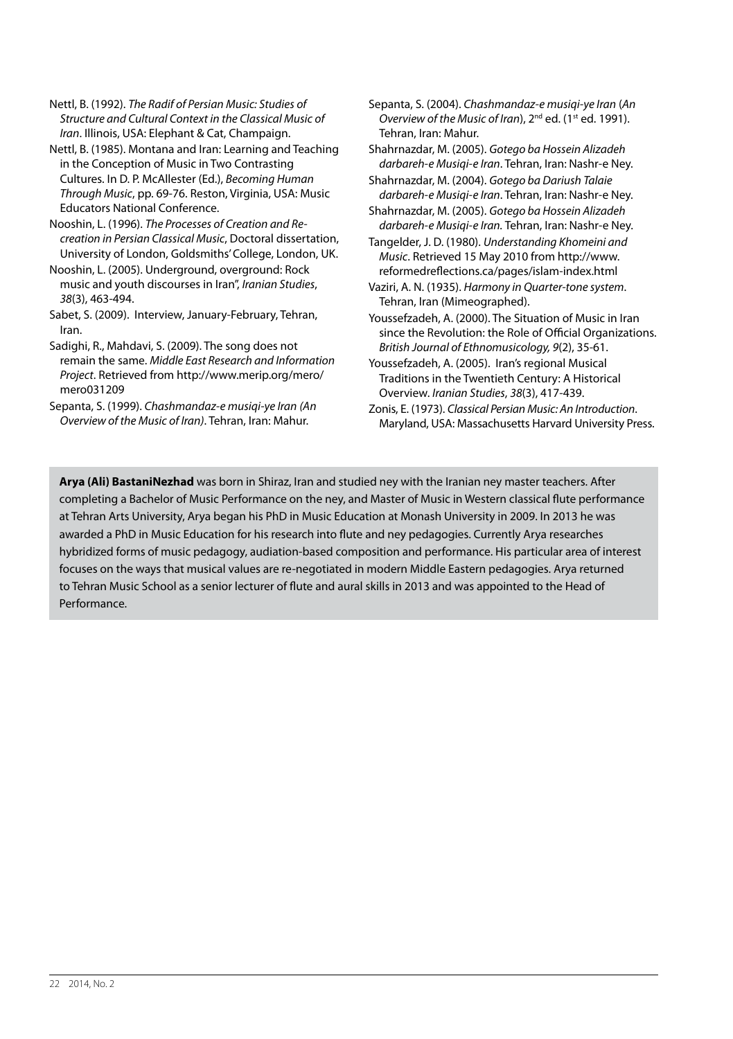Nettl, B. (1992). *The Radif of Persian Music: Studies of Structure and Cultural Context in the Classical Music of Iran*. Illinois, USA: Elephant & Cat, Champaign.

Nettl, B. (1985). Montana and Iran: Learning and Teaching in the Conception of Music in Two Contrasting Cultures. In D. P. McAllester (Ed.), *Becoming Human Through Music*, pp. 69-76. Reston, Virginia, USA: Music Educators National Conference.

Nooshin, L. (1996). *The Processes of Creation and Re-creation in Persian Classical Music*, Doctoral dissertation, University of London, Goldsmiths' College, London, UK.

Nooshin, L. (2005). Underground, overground: Rock music and youth discourses in Iran", *Iranian Studies*, *38*(3), 463-494.

Sabet, S. (2009). Interview, January-February, Tehran, Iran.

Sadighi, R., Mahdavi, S. (2009). The song does not remain the same. *Middle East Research and Information Project*. Retrieved from http://www.merip.org/mero/mero031209

Sepanta, S. (1999). *Chashmandaz-e musiqi-ye Iran (An Overview of the Music of Iran)*. Tehran, Iran: Mahur.

Sepanta, S. (2004). *Chashmandaz-e musiqi-ye Iran* (*An Overview of the Music of Iran*), 2nd ed. (1st ed. 1991). Tehran, Iran: Mahur.

Shahrnazdar, M. (2005). *Gotego ba Hossein Alizadeh darbareh-e Musiqi-e Iran*. Tehran, Iran: Nashr-e Ney.

Shahrnazdar, M. (2004). *Gotego ba Dariush Talaie darbareh-e Musiqi-e Iran*. Tehran, Iran: Nashr-e Ney.

Shahrnazdar, M. (2005). *Gotego ba Hossein Alizadeh darbareh-e Musiqi-e Iran*. Tehran, Iran: Nashr-e Ney.

Tangelder, J. D. (1980). *Understanding Khomeini and Music*. Retrieved 15 May 2010 from http://www.reformedreflections.ca/pages/islam-index.html

Vaziri, A. N. (1935). *Harmony in Quarter-tone system*. Tehran, Iran (Mimeographed).

Youssefzadeh, A. (2000). The Situation of Music in Iran since the Revolution: the Role of Official Organizations. *British Journal of Ethnomusicology, 9*(2), 35-61.

Youssefzadeh, A. (2005). Iran's regional Musical Traditions in the Twentieth Century: A Historical Overview. *Iranian Studies*, *38*(3), 417-439.

Zonis, E. (1973). *Classical Persian Music: An Introduction*. Maryland, USA: Massachusetts Harvard University Press.

**Arya (Ali) BastaniNezhad** was born in Shiraz, Iran and studied ney with the Iranian ney master teachers. After completing a Bachelor of Music Performance on the ney, and Master of Music in Western classical flute performance at Tehran Arts University, Arya began his PhD in Music Education at Monash University in 2009. In 2013 he was awarded a PhD in Music Education for his research into flute and ney pedagogies. Currently Arya researches hybridized forms of music pedagogy, audiation-based composition and performance. His particular area of interest focuses on the ways that musical values are re-negotiated in modern Middle Eastern pedagogies. Arya returned to Tehran Music School as a senior lecturer of flute and aural skills in 2013 and was appointed to the Head of Performance.